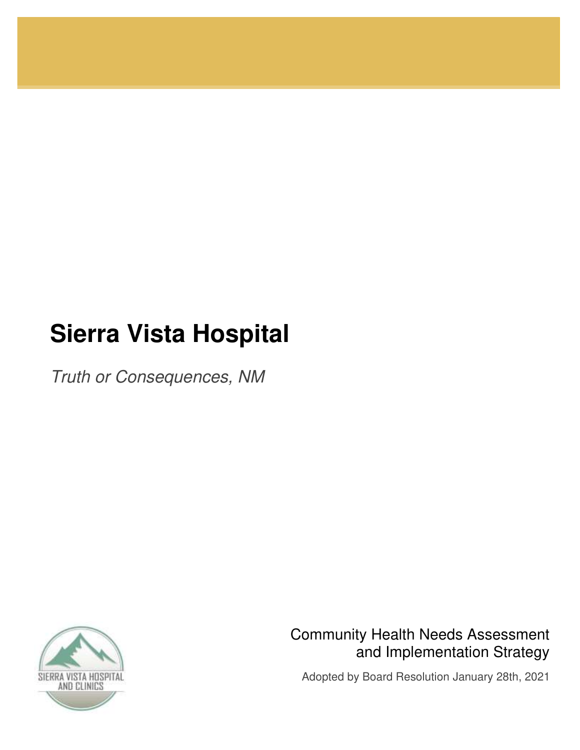# Sierra Vista Hospital

*Truth or Consequences, NM*

SIERRA VISTA HOSPITAL AND CLINICS

Community Health Needs Assessment and Implementation Strategy

Adopted by Board Resolution January 28th, 2021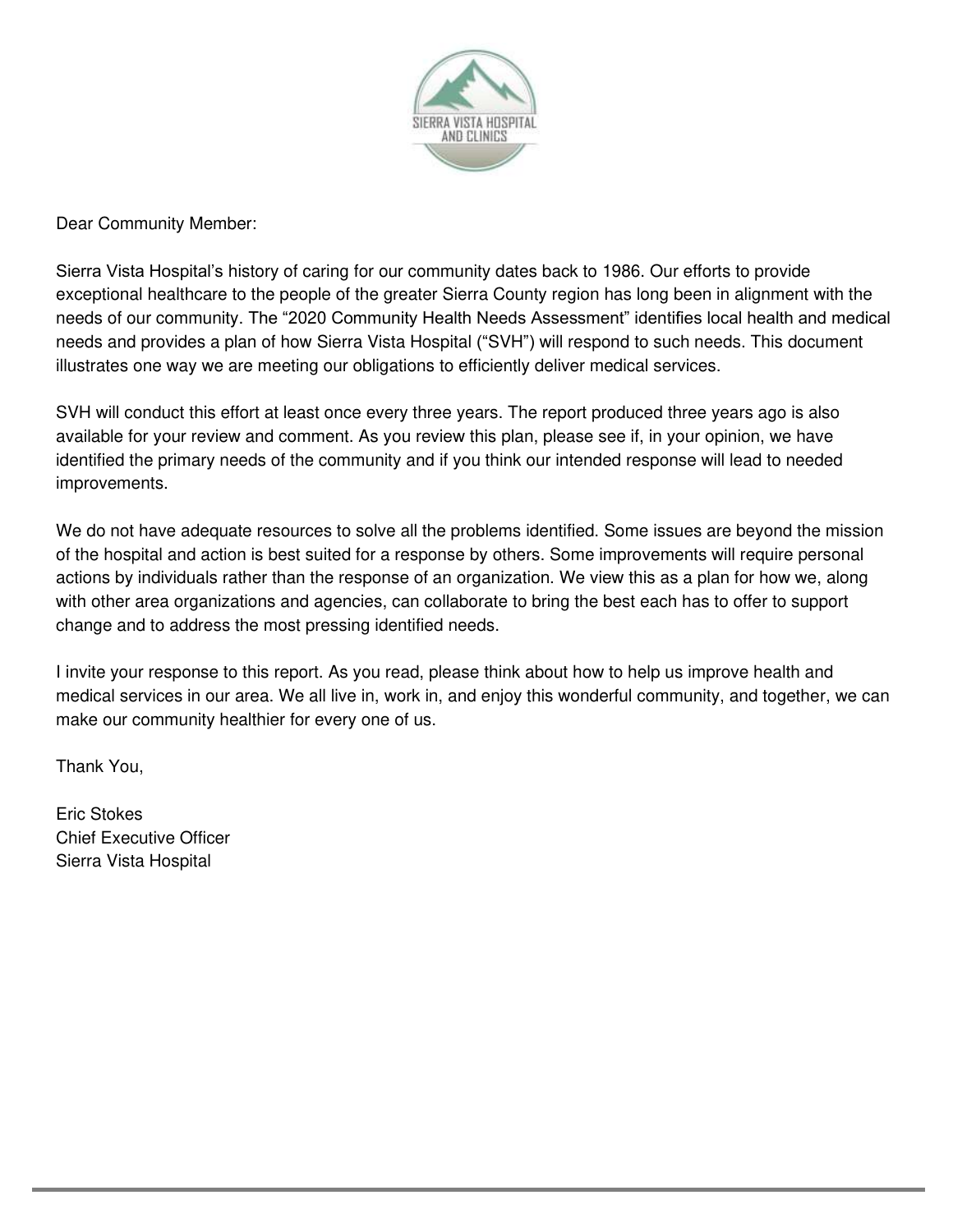Dear Community Member:

Sierra Vista Hospital's history of caring for our community dates back to 1986. Our efforts to provide exceptional healthcare to the people of the greater Sierra County region has long been in alignment with the needs of our community. The "2020 Community Health Needs Assessment" identifies local health and medical needs and provides a plan of how Sierra Vista Hospital ("SVH") will respond to such needs. This document illustrates one way we are meeting our obligations to efficiently deliver medical services.

SVH will conduct this effort at least once every three years. The report produced three years ago is also available for your review and comment. As you review this plan, please see if, in your opinion, we have identified the primary needs of the community and if you think our intended response will lead to needed improvements.

We do not have adequate resources to solve all the problems identified. Some issues are beyond the mission of the hospital and action is best suited for a response by others. Some improvements will require personal actions by individuals rather than the response of an organization. We view this as a plan for how we, along with other area organizations and agencies, can collaborate to bring the best each has to offer to support change and to address the most pressing identified needs.

I invite your response to this report. As you read, please think about how to help us improve health and medical services in our area. We all live in, work in, and enjoy this wonderful community, and together, we can make our community healthier for every one of us.

Thank You,

Eric Stokes
Chief Executive Officer
Sierra Vista Hospital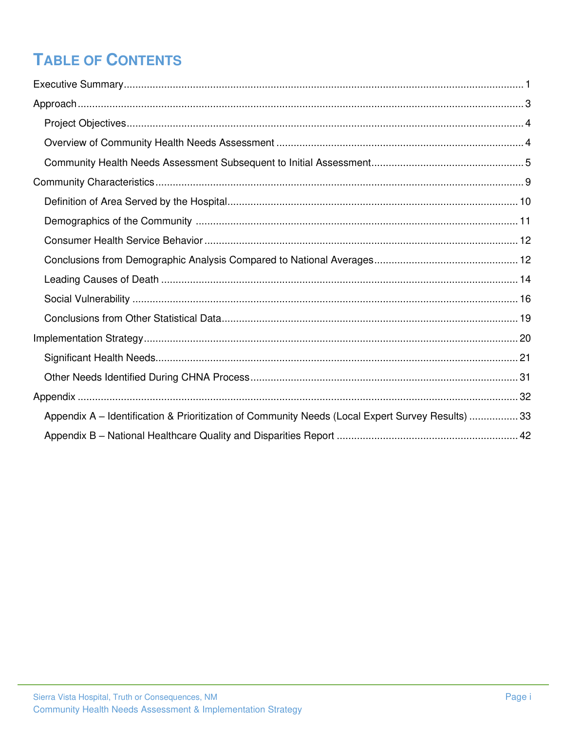# TABLE OF CONTENTS

Executive Summary ........................................................................................................................... 1

Approach ........................................................................................................................................... 3

- Project Objectives ........................................................................................................................ 4
- Overview of Community Health Needs Assessment .................................................................... 4
- Community Health Needs Assessment Subsequent to Initial Assessment .................................... 5

Community Characteristics ................................................................................................................ 9

- Definition of Area Served by the Hospital .................................................................................... 10
- Demographics of the Community ................................................................................................ 11
- Consumer Health Service Behavior ............................................................................................. 12
- Conclusions from Demographic Analysis Compared to National Averages ................................. 12
- Leading Causes of Death ............................................................................................................. 14
- Social Vulnerability ...................................................................................................................... 16
- Conclusions from Other Statistical Data ...................................................................................... 19

Implementation Strategy .................................................................................................................. 20

- Significant Health Needs .............................................................................................................. 21
- Other Needs Identified During CHNA Process ............................................................................ 31

Appendix .......................................................................................................................................... 32

- Appendix A – Identification & Prioritization of Community Needs (Local Expert Survey Results) ................. 33
- Appendix B – National Healthcare Quality and Disparities Report ............................................... 42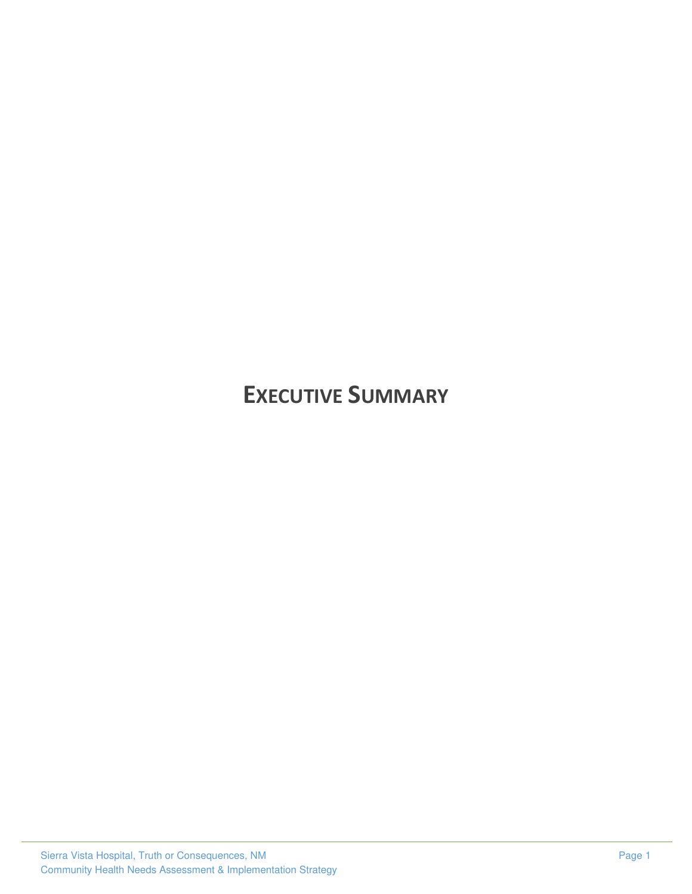# Executive Summary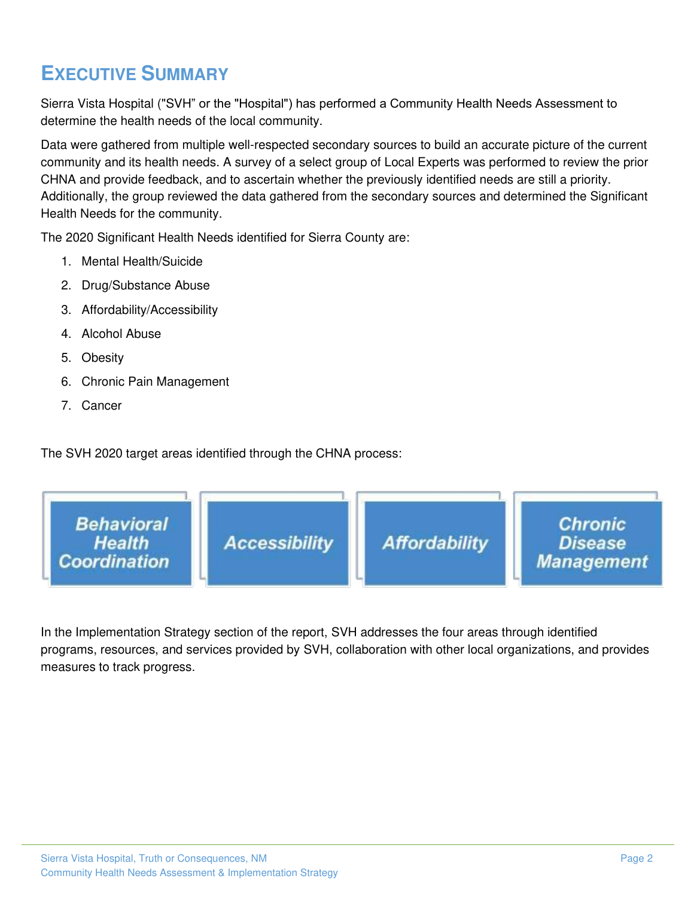# Executive Summary

Sierra Vista Hospital ("SVH" or the "Hospital") has performed a Community Health Needs Assessment to determine the health needs of the local community.

Data were gathered from multiple well-respected secondary sources to build an accurate picture of the current community and its health needs. A survey of a select group of Local Experts was performed to review the prior CHNA and provide feedback, and to ascertain whether the previously identified needs are still a priority. Additionally, the group reviewed the data gathered from the secondary sources and determined the Significant Health Needs for the community.

The 2020 Significant Health Needs identified for Sierra County are:

1. Mental Health/Suicide
2. Drug/Substance Abuse
3. Affordability/Accessibility
4. Alcohol Abuse
5. Obesity
6. Chronic Pain Management
7. Cancer

The SVH 2020 target areas identified through the CHNA process:

- Behavioral Health Coordination
- Accessibility
- Affordability
- Chronic Disease Management

In the Implementation Strategy section of the report, SVH addresses the four areas through identified programs, resources, and services provided by SVH, collaboration with other local organizations, and provides measures to track progress.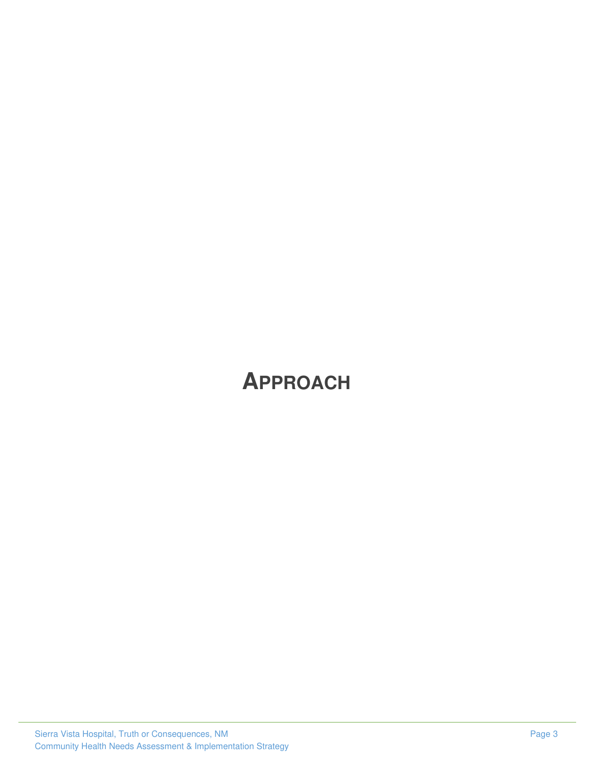# APPROACH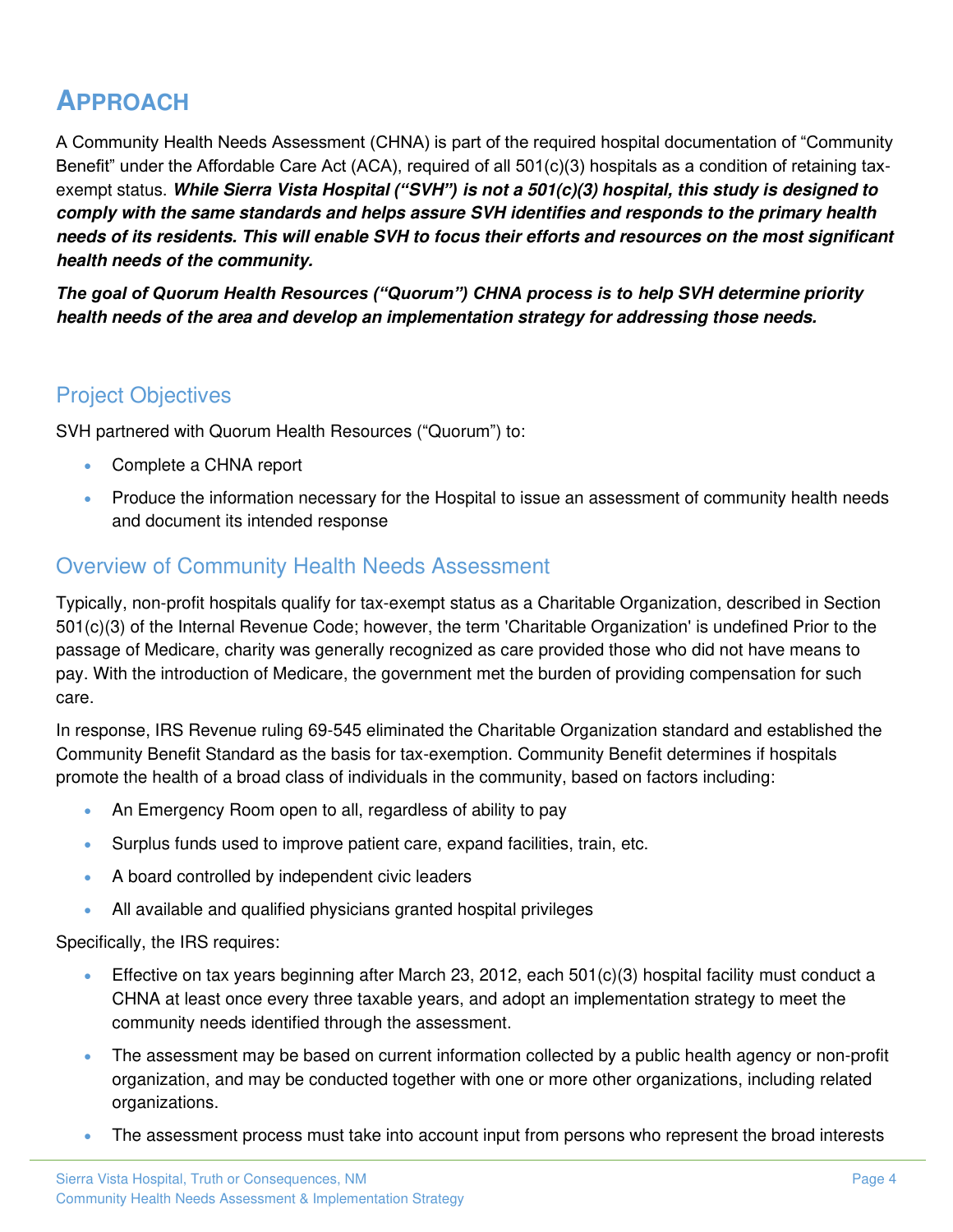# APPROACH

A Community Health Needs Assessment (CHNA) is part of the required hospital documentation of "Community Benefit" under the Affordable Care Act (ACA), required of all 501(c)(3) hospitals as a condition of retaining tax-exempt status. ***While Sierra Vista Hospital ("SVH") is not a 501(c)(3) hospital, this study is designed to comply with the same standards and helps assure SVH identifies and responds to the primary health needs of its residents. This will enable SVH to focus their efforts and resources on the most significant health needs of the community.***

***The goal of Quorum Health Resources ("Quorum") CHNA process is to help SVH determine priority health needs of the area and develop an implementation strategy for addressing those needs.***

## Project Objectives

SVH partnered with Quorum Health Resources ("Quorum") to:

- Complete a CHNA report
- Produce the information necessary for the Hospital to issue an assessment of community health needs and document its intended response

## Overview of Community Health Needs Assessment

Typically, non-profit hospitals qualify for tax-exempt status as a Charitable Organization, described in Section 501(c)(3) of the Internal Revenue Code; however, the term 'Charitable Organization' is undefined Prior to the passage of Medicare, charity was generally recognized as care provided those who did not have means to pay. With the introduction of Medicare, the government met the burden of providing compensation for such care.

In response, IRS Revenue ruling 69-545 eliminated the Charitable Organization standard and established the Community Benefit Standard as the basis for tax-exemption. Community Benefit determines if hospitals promote the health of a broad class of individuals in the community, based on factors including:

- An Emergency Room open to all, regardless of ability to pay
- Surplus funds used to improve patient care, expand facilities, train, etc.
- A board controlled by independent civic leaders
- All available and qualified physicians granted hospital privileges

Specifically, the IRS requires:

- Effective on tax years beginning after March 23, 2012, each 501(c)(3) hospital facility must conduct a CHNA at least once every three taxable years, and adopt an implementation strategy to meet the community needs identified through the assessment.
- The assessment may be based on current information collected by a public health agency or non-profit organization, and may be conducted together with one or more other organizations, including related organizations.
- The assessment process must take into account input from persons who represent the broad interests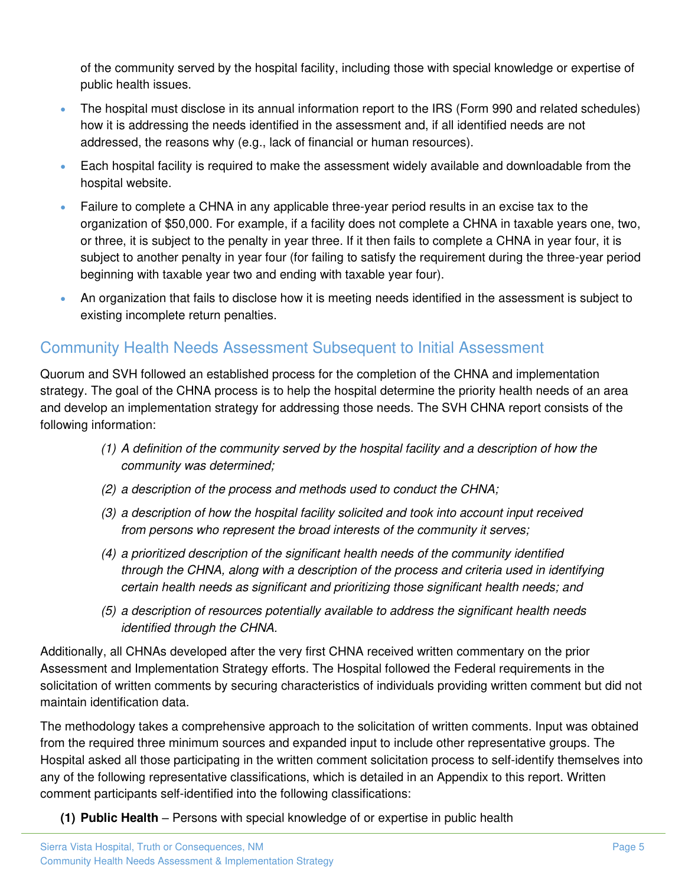of the community served by the hospital facility, including those with special knowledge or expertise of public health issues.

- The hospital must disclose in its annual information report to the IRS (Form 990 and related schedules) how it is addressing the needs identified in the assessment and, if all identified needs are not addressed, the reasons why (e.g., lack of financial or human resources).
- Each hospital facility is required to make the assessment widely available and downloadable from the hospital website.
- Failure to complete a CHNA in any applicable three-year period results in an excise tax to the organization of $50,000. For example, if a facility does not complete a CHNA in taxable years one, two, or three, it is subject to the penalty in year three. If it then fails to complete a CHNA in year four, it is subject to another penalty in year four (for failing to satisfy the requirement during the three-year period beginning with taxable year two and ending with taxable year four).
- An organization that fails to disclose how it is meeting needs identified in the assessment is subject to existing incomplete return penalties.

## Community Health Needs Assessment Subsequent to Initial Assessment

Quorum and SVH followed an established process for the completion of the CHNA and implementation strategy. The goal of the CHNA process is to help the hospital determine the priority health needs of an area and develop an implementation strategy for addressing those needs. The SVH CHNA report consists of the following information:

(1) *A definition of the community served by the hospital facility and a description of how the community was determined;*

(2) *a description of the process and methods used to conduct the CHNA;*

(3) *a description of how the hospital facility solicited and took into account input received from persons who represent the broad interests of the community it serves;*

(4) *a prioritized description of the significant health needs of the community identified through the CHNA, along with a description of the process and criteria used in identifying certain health needs as significant and prioritizing those significant health needs; and*

(5) *a description of resources potentially available to address the significant health needs identified through the CHNA.*

Additionally, all CHNAs developed after the very first CHNA received written commentary on the prior Assessment and Implementation Strategy efforts. The Hospital followed the Federal requirements in the solicitation of written comments by securing characteristics of individuals providing written comment but did not maintain identification data.

The methodology takes a comprehensive approach to the solicitation of written comments. Input was obtained from the required three minimum sources and expanded input to include other representative groups. The Hospital asked all those participating in the written comment solicitation process to self-identify themselves into any of the following representative classifications, which is detailed in an Appendix to this report. Written comment participants self-identified into the following classifications:

**(1) Public Health** – Persons with special knowledge of or expertise in public health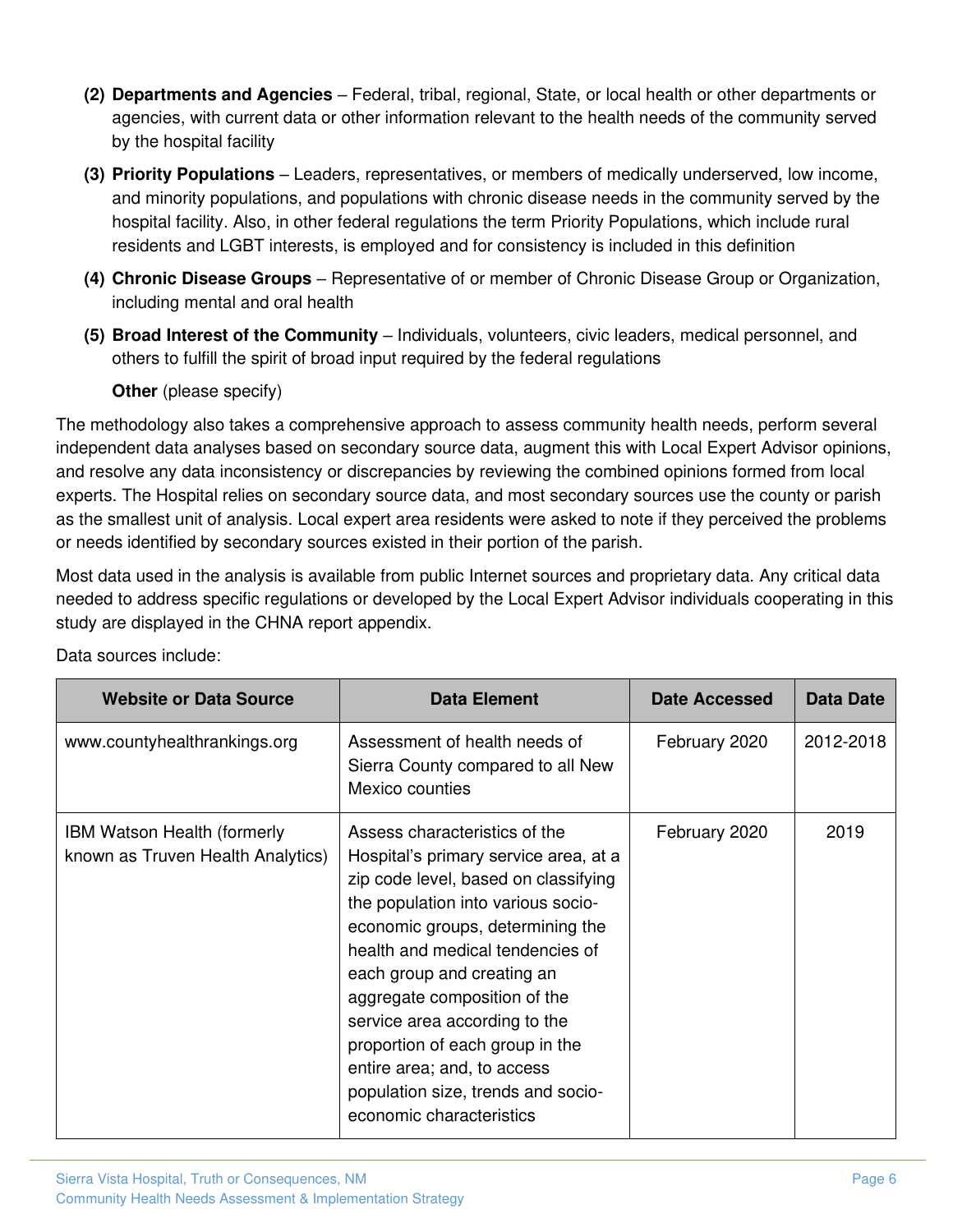(2) **Departments and Agencies** – Federal, tribal, regional, State, or local health or other departments or agencies, with current data or other information relevant to the health needs of the community served by the hospital facility

(3) **Priority Populations** – Leaders, representatives, or members of medically underserved, low income, and minority populations, and populations with chronic disease needs in the community served by the hospital facility. Also, in other federal regulations the term Priority Populations, which include rural residents and LGBT interests, is employed and for consistency is included in this definition

(4) **Chronic Disease Groups** – Representative of or member of Chronic Disease Group or Organization, including mental and oral health

(5) **Broad Interest of the Community** – Individuals, volunteers, civic leaders, medical personnel, and others to fulfill the spirit of broad input required by the federal regulations

**Other** (please specify)

The methodology also takes a comprehensive approach to assess community health needs, perform several independent data analyses based on secondary source data, augment this with Local Expert Advisor opinions, and resolve any data inconsistency or discrepancies by reviewing the combined opinions formed from local experts. The Hospital relies on secondary source data, and most secondary sources use the county or parish as the smallest unit of analysis. Local expert area residents were asked to note if they perceived the problems or needs identified by secondary sources existed in their portion of the parish.

Most data used in the analysis is available from public Internet sources and proprietary data. Any critical data needed to address specific regulations or developed by the Local Expert Advisor individuals cooperating in this study are displayed in the CHNA report appendix.

Data sources include:

| Website or Data Source | Data Element | Date Accessed | Data Date |
|---|---|---|---|
| www.countyhealthrankings.org | Assessment of health needs of Sierra County compared to all New Mexico counties | February 2020 | 2012-2018 |
| IBM Watson Health (formerly known as Truven Health Analytics) | Assess characteristics of the Hospital's primary service area, at a zip code level, based on classifying the population into various socio-economic groups, determining the health and medical tendencies of each group and creating an aggregate composition of the service area according to the proportion of each group in the entire area; and, to access population size, trends and socio-economic characteristics | February 2020 | 2019 |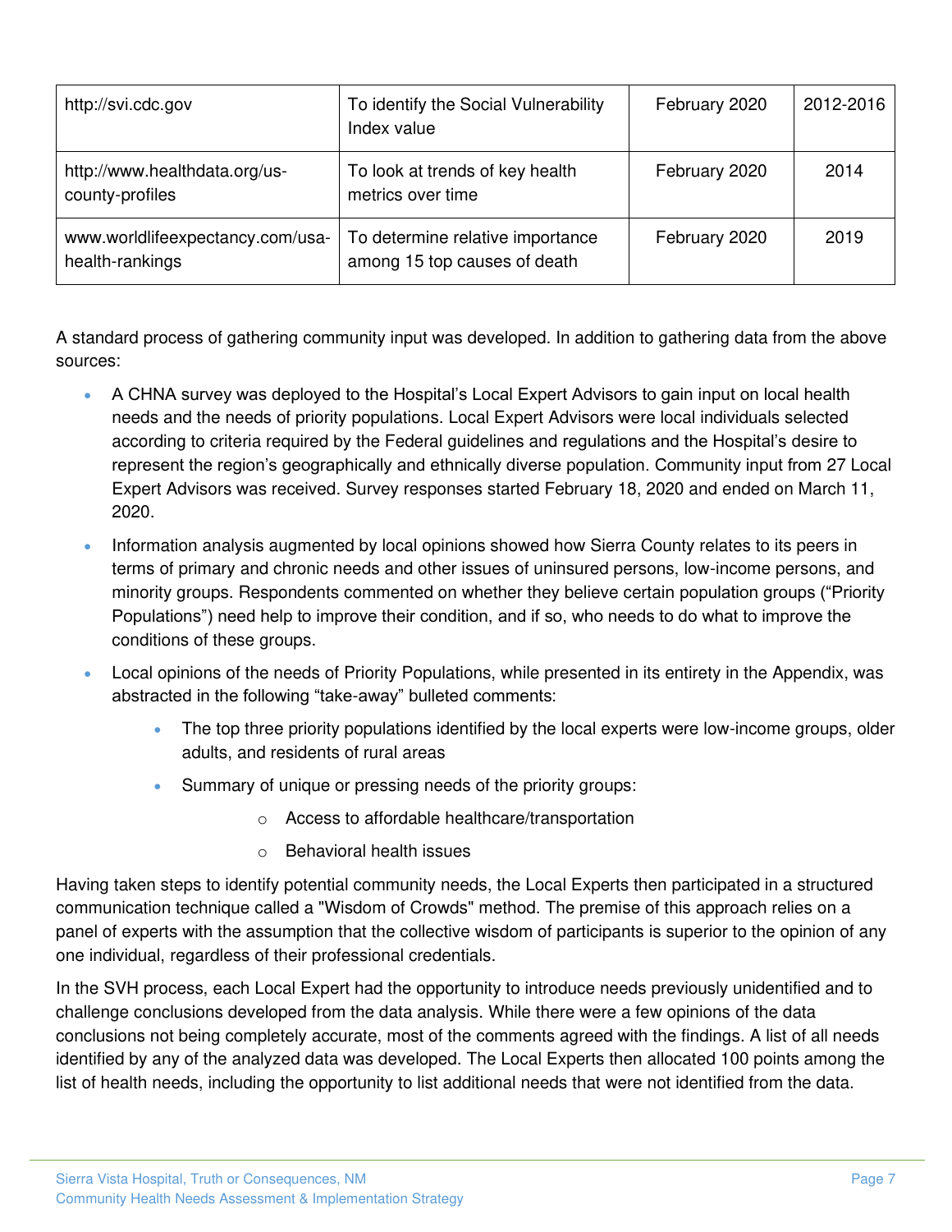| http://svi.cdc.gov | To identify the Social Vulnerability Index value | February 2020 | 2012-2016 |
|---|---|---|---|
| http://www.healthdata.org/us-county-profiles | To look at trends of key health metrics over time | February 2020 | 2014 |
| www.worldlifeexpectancy.com/usa-health-rankings | To determine relative importance among 15 top causes of death | February 2020 | 2019 |

A standard process of gathering community input was developed. In addition to gathering data from the above sources:

- A CHNA survey was deployed to the Hospital's Local Expert Advisors to gain input on local health needs and the needs of priority populations. Local Expert Advisors were local individuals selected according to criteria required by the Federal guidelines and regulations and the Hospital's desire to represent the region's geographically and ethnically diverse population. Community input from 27 Local Expert Advisors was received. Survey responses started February 18, 2020 and ended on March 11, 2020.
- Information analysis augmented by local opinions showed how Sierra County relates to its peers in terms of primary and chronic needs and other issues of uninsured persons, low-income persons, and minority groups. Respondents commented on whether they believe certain population groups ("Priority Populations") need help to improve their condition, and if so, who needs to do what to improve the conditions of these groups.
- Local opinions of the needs of Priority Populations, while presented in its entirety in the Appendix, was abstracted in the following "take-away" bulleted comments:
    - The top three priority populations identified by the local experts were low-income groups, older adults, and residents of rural areas
    - Summary of unique or pressing needs of the priority groups:
        - Access to affordable healthcare/transportation
        - Behavioral health issues

Having taken steps to identify potential community needs, the Local Experts then participated in a structured communication technique called a "Wisdom of Crowds" method. The premise of this approach relies on a panel of experts with the assumption that the collective wisdom of participants is superior to the opinion of any one individual, regardless of their professional credentials.

In the SVH process, each Local Expert had the opportunity to introduce needs previously unidentified and to challenge conclusions developed from the data analysis. While there were a few opinions of the data conclusions not being completely accurate, most of the comments agreed with the findings. A list of all needs identified by any of the analyzed data was developed. The Local Experts then allocated 100 points among the list of health needs, including the opportunity to list additional needs that were not identified from the data.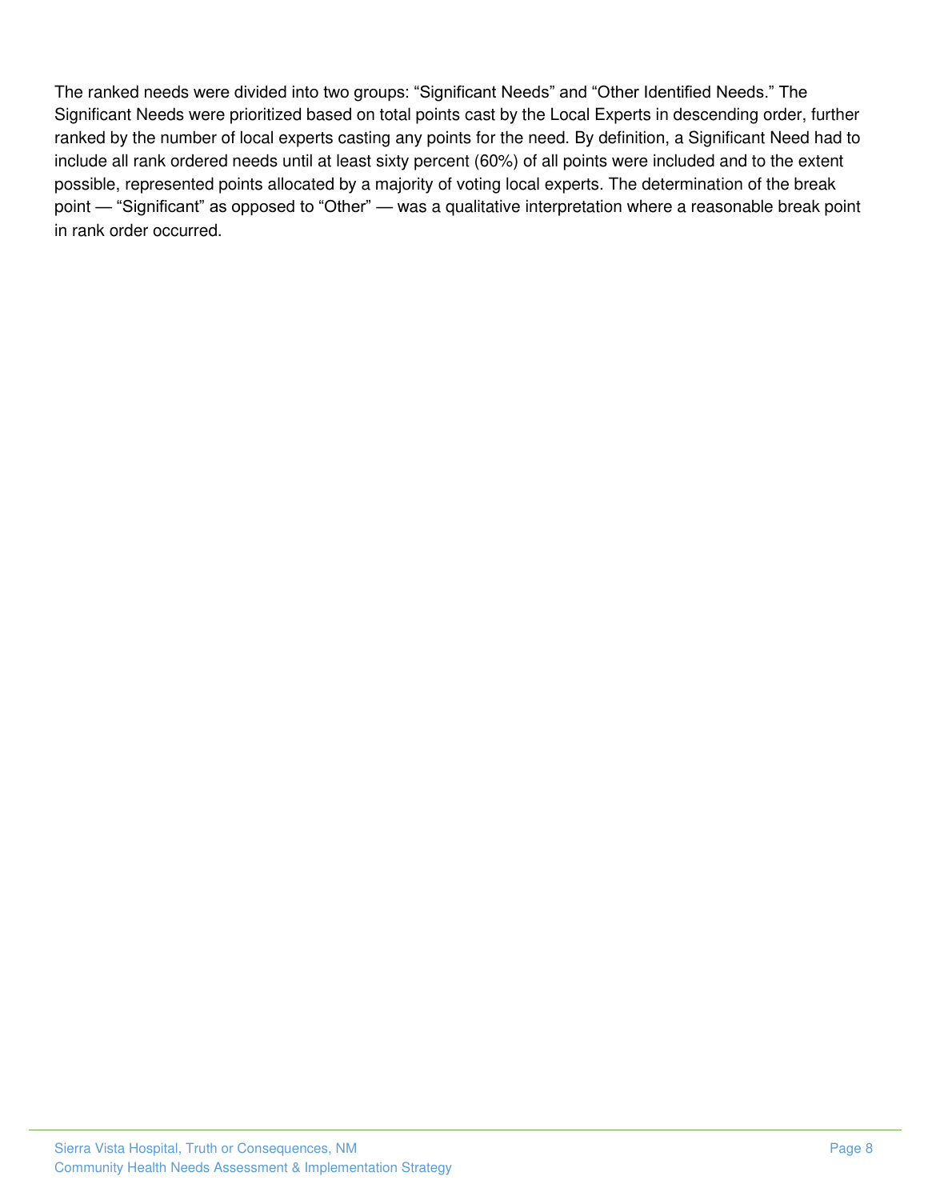The ranked needs were divided into two groups: "Significant Needs" and "Other Identified Needs." The Significant Needs were prioritized based on total points cast by the Local Experts in descending order, further ranked by the number of local experts casting any points for the need. By definition, a Significant Need had to include all rank ordered needs until at least sixty percent (60%) of all points were included and to the extent possible, represented points allocated by a majority of voting local experts. The determination of the break point — "Significant" as opposed to "Other" — was a qualitative interpretation where a reasonable break point in rank order occurred.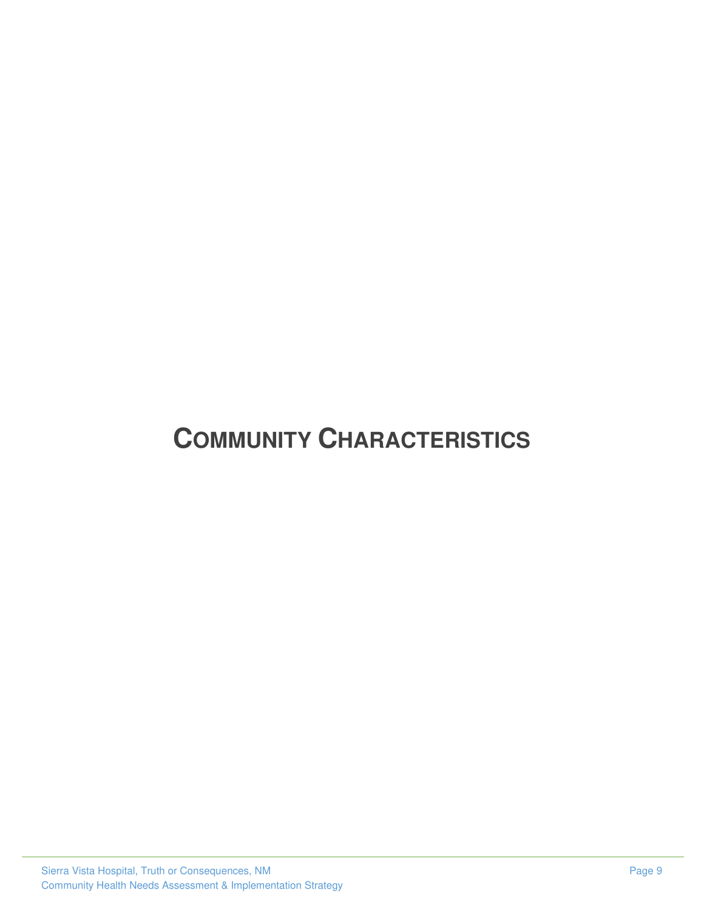# COMMUNITY CHARACTERISTICS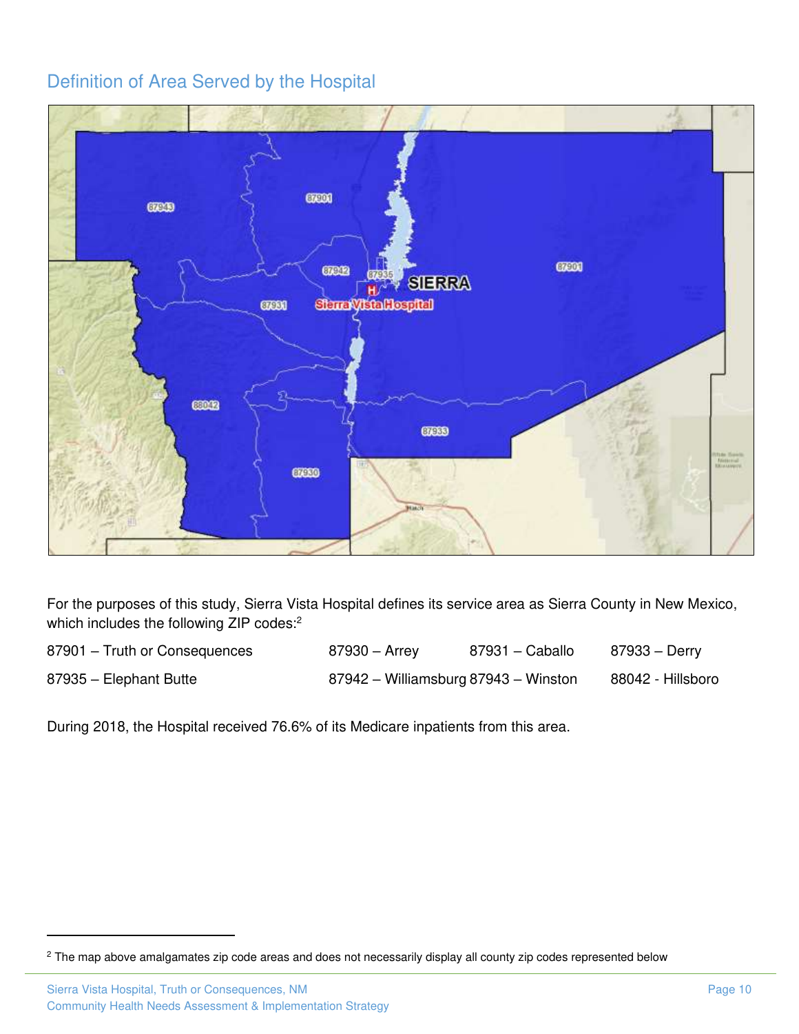## Definition of Area Served by the Hospital

For the purposes of this study, Sierra Vista Hospital defines its service area as Sierra County in New Mexico, which includes the following ZIP codes:[2]

| | | | |
|---|---|---|---|
| 87901 – Truth or Consequences | 87930 – Arrey | 87931 – Caballo | 87933 – Derry |
| 87935 – Elephant Butte | 87942 – Williamsburg | 87943 – Winston | 88042 - Hillsboro |

During 2018, the Hospital received 76.6% of its Medicare inpatients from this area.

[2] The map above amalgamates zip code areas and does not necessarily display all county zip codes represented below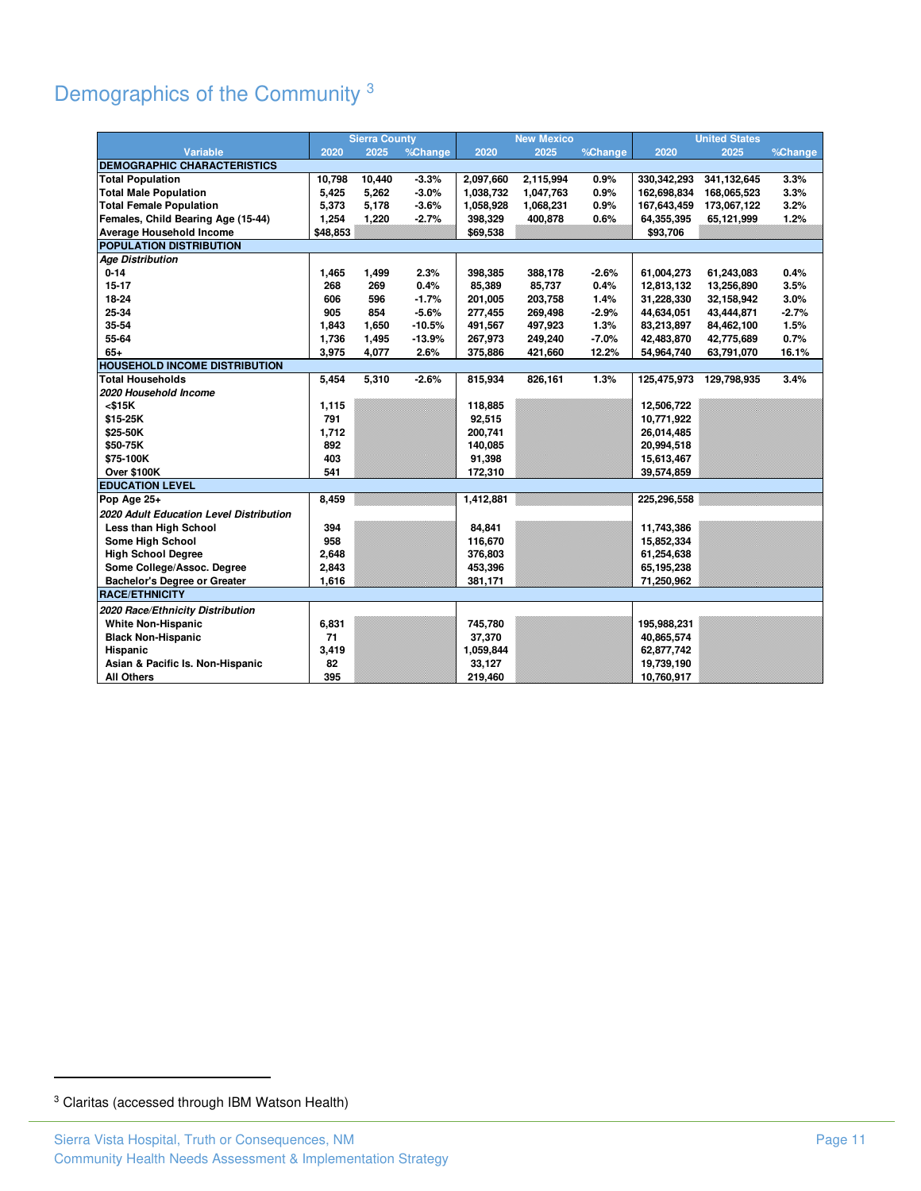## Demographics of the Community [3]

| Variable | Sierra County | | | New Mexico | | | United States | | |
|---|---|---|---|---|---|---|---|---|---|
| | 2020 | 2025 | %Change | 2020 | 2025 | %Change | 2020 | 2025 | %Change |
| **DEMOGRAPHIC CHARACTERISTICS** | | | | | | | | | |
| Total Population | 10,798 | 10,440 | -3.3% | 2,097,660 | 2,115,994 | 0.9% | 330,342,293 | 341,132,645 | 3.3% |
| Total Male Population | 5,425 | 5,262 | -3.0% | 1,038,732 | 1,047,763 | 0.9% | 162,698,834 | 168,065,523 | 3.3% |
| Total Female Population | 5,373 | 5,178 | -3.6% | 1,058,928 | 1,068,231 | 0.9% | 167,643,459 | 173,067,122 | 3.2% |
| Females, Child Bearing Age (15-44) | 1,254 | 1,220 | -2.7% | 398,329 | 400,878 | 0.6% | 64,355,395 | 65,121,999 | 1.2% |
| Average Household Income | $48,853 | | | $69,538 | | | $93,706 | | |
| **POPULATION DISTRIBUTION** | | | | | | | | | |
| *Age Distribution* | | | | | | | | | |
| 0-14 | 1,465 | 1,499 | 2.3% | 398,385 | 388,178 | -2.6% | 61,004,273 | 61,243,083 | 0.4% |
| 15-17 | 268 | 269 | 0.4% | 85,389 | 85,737 | 0.4% | 12,813,132 | 13,256,890 | 3.5% |
| 18-24 | 606 | 596 | -1.7% | 201,005 | 203,758 | 1.4% | 31,228,330 | 32,158,942 | 3.0% |
| 25-34 | 905 | 854 | -5.6% | 277,455 | 269,498 | -2.9% | 44,634,051 | 43,444,871 | -2.7% |
| 35-54 | 1,843 | 1,650 | -10.5% | 491,567 | 497,923 | 1.3% | 83,213,897 | 84,462,100 | 1.5% |
| 55-64 | 1,736 | 1,495 | -13.9% | 267,973 | 249,240 | -7.0% | 42,483,870 | 42,775,689 | 0.7% |
| 65+ | 3,975 | 4,077 | 2.6% | 375,886 | 421,660 | 12.2% | 54,964,740 | 63,791,070 | 16.1% |
| **HOUSEHOLD INCOME DISTRIBUTION** | | | | | | | | | |
| Total Households | 5,454 | 5,310 | -2.6% | 815,934 | 826,161 | 1.3% | 125,475,973 | 129,798,935 | 3.4% |
| *2020 Household Income* | | | | | | | | | |
| <$15K | 1,115 | | | 118,885 | | | 12,506,722 | | |
| $15-25K | 791 | | | 92,515 | | | 10,771,922 | | |
| $25-50K | 1,712 | | | 200,741 | | | 26,014,485 | | |
| $50-75K | 892 | | | 140,085 | | | 20,994,518 | | |
| $75-100K | 403 | | | 91,398 | | | 15,613,467 | | |
| Over $100K | 541 | | | 172,310 | | | 39,574,859 | | |
| **EDUCATION LEVEL** | | | | | | | | | |
| Pop Age 25+ | 8,459 | | | 1,412,881 | | | 225,296,558 | | |
| *2020 Adult Education Level Distribution* | | | | | | | | | |
| Less than High School | 394 | | | 84,841 | | | 11,743,386 | | |
| Some High School | 958 | | | 116,670 | | | 15,852,334 | | |
| High School Degree | 2,648 | | | 376,803 | | | 61,254,638 | | |
| Some College/Assoc. Degree | 2,843 | | | 453,396 | | | 65,195,238 | | |
| Bachelor's Degree or Greater | 1,616 | | | 381,171 | | | 71,250,962 | | |
| **RACE/ETHNICITY** | | | | | | | | | |
| *2020 Race/Ethnicity Distribution* | | | | | | | | | |
| White Non-Hispanic | 6,831 | | | 745,780 | | | 195,988,231 | | |
| Black Non-Hispanic | 71 | | | 37,370 | | | 40,865,574 | | |
| Hispanic | 3,419 | | | 1,059,844 | | | 62,877,742 | | |
| Asian & Pacific Is. Non-Hispanic | 82 | | | 33,127 | | | 19,739,190 | | |
| All Others | 395 | | | 219,460 | | | 10,760,917 | | |

[3] Claritas (accessed through IBM Watson Health)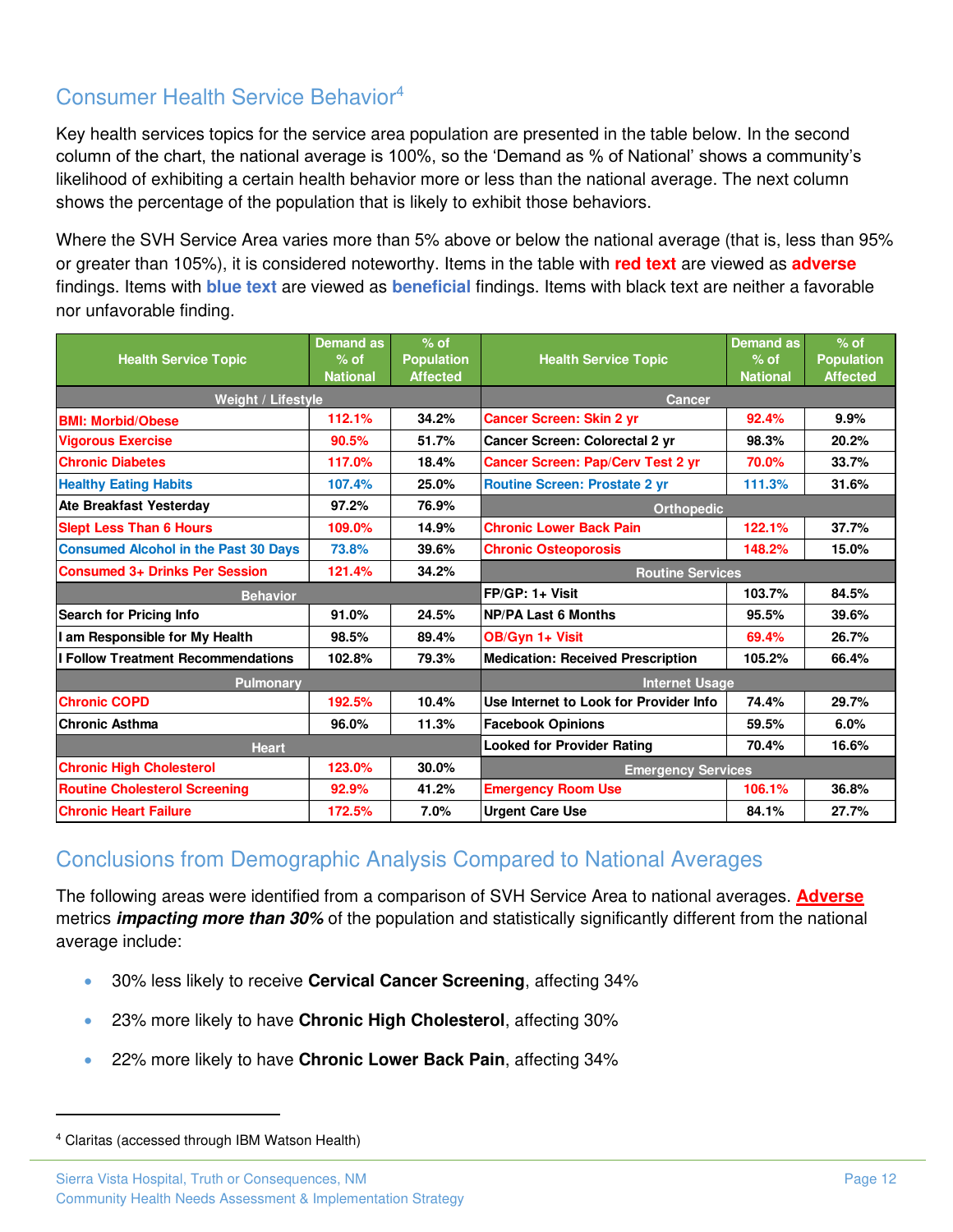## Consumer Health Service Behavior[4]

Key health services topics for the service area population are presented in the table below. In the second column of the chart, the national average is 100%, so the 'Demand as % of National' shows a community's likelihood of exhibiting a certain health behavior more or less than the national average. The next column shows the percentage of the population that is likely to exhibit those behaviors.

Where the SVH Service Area varies more than 5% above or below the national average (that is, less than 95% or greater than 105%), it is considered noteworthy. Items in the table with **red text** are viewed as **adverse** findings. Items with **blue text** are viewed as **beneficial** findings. Items with black text are neither a favorable nor unfavorable finding.

| Health Service Topic | Demand as % of National | % of Population Affected | Health Service Topic | Demand as % of National | % of Population Affected |
|---|---|---|---|---|---|
| **Weight / Lifestyle** | | | **Cancer** | | |
| BMI: Morbid/Obese | 112.1% | 34.2% | Cancer Screen: Skin 2 yr | 92.4% | 9.9% |
| Vigorous Exercise | 90.5% | 51.7% | Cancer Screen: Colorectal 2 yr | 98.3% | 20.2% |
| Chronic Diabetes | 117.0% | 18.4% | Cancer Screen: Pap/Cerv Test 2 yr | 70.0% | 33.7% |
| Healthy Eating Habits | 107.4% | 25.0% | Routine Screen: Prostate 2 yr | 111.3% | 31.6% |
| Ate Breakfast Yesterday | 97.2% | 76.9% | **Orthopedic** | | |
| Slept Less Than 6 Hours | 109.0% | 14.9% | Chronic Lower Back Pain | 122.1% | 37.7% |
| Consumed Alcohol in the Past 30 Days | 73.8% | 39.6% | Chronic Osteoporosis | 148.2% | 15.0% |
| Consumed 3+ Drinks Per Session | 121.4% | 34.2% | **Routine Services** | | |
| **Behavior** | | | FP/GP: 1+ Visit | 103.7% | 84.5% |
| Search for Pricing Info | 91.0% | 24.5% | NP/PA Last 6 Months | 95.5% | 39.6% |
| I am Responsible for My Health | 98.5% | 89.4% | OB/Gyn 1+ Visit | 69.4% | 26.7% |
| I Follow Treatment Recommendations | 102.8% | 79.3% | Medication: Received Prescription | 105.2% | 66.4% |
| **Pulmonary** | | | **Internet Usage** | | |
| Chronic COPD | 192.5% | 10.4% | Use Internet to Look for Provider Info | 74.4% | 29.7% |
| Chronic Asthma | 96.0% | 11.3% | Facebook Opinions | 59.5% | 6.0% |
| **Heart** | | | Looked for Provider Rating | 70.4% | 16.6% |
| Chronic High Cholesterol | 123.0% | 30.0% | **Emergency Services** | | |
| Routine Cholesterol Screening | 92.9% | 41.2% | Emergency Room Use | 106.1% | 36.8% |
| Chronic Heart Failure | 172.5% | 7.0% | Urgent Care Use | 84.1% | 27.7% |

## Conclusions from Demographic Analysis Compared to National Averages

The following areas were identified from a comparison of SVH Service Area to national averages. **Adverse** metrics ***impacting more than 30%*** of the population and statistically significantly different from the national average include:

- 30% less likely to receive **Cervical Cancer Screening**, affecting 34%
- 23% more likely to have **Chronic High Cholesterol**, affecting 30%
- 22% more likely to have **Chronic Lower Back Pain**, affecting 34%

[4] Claritas (accessed through IBM Watson Health)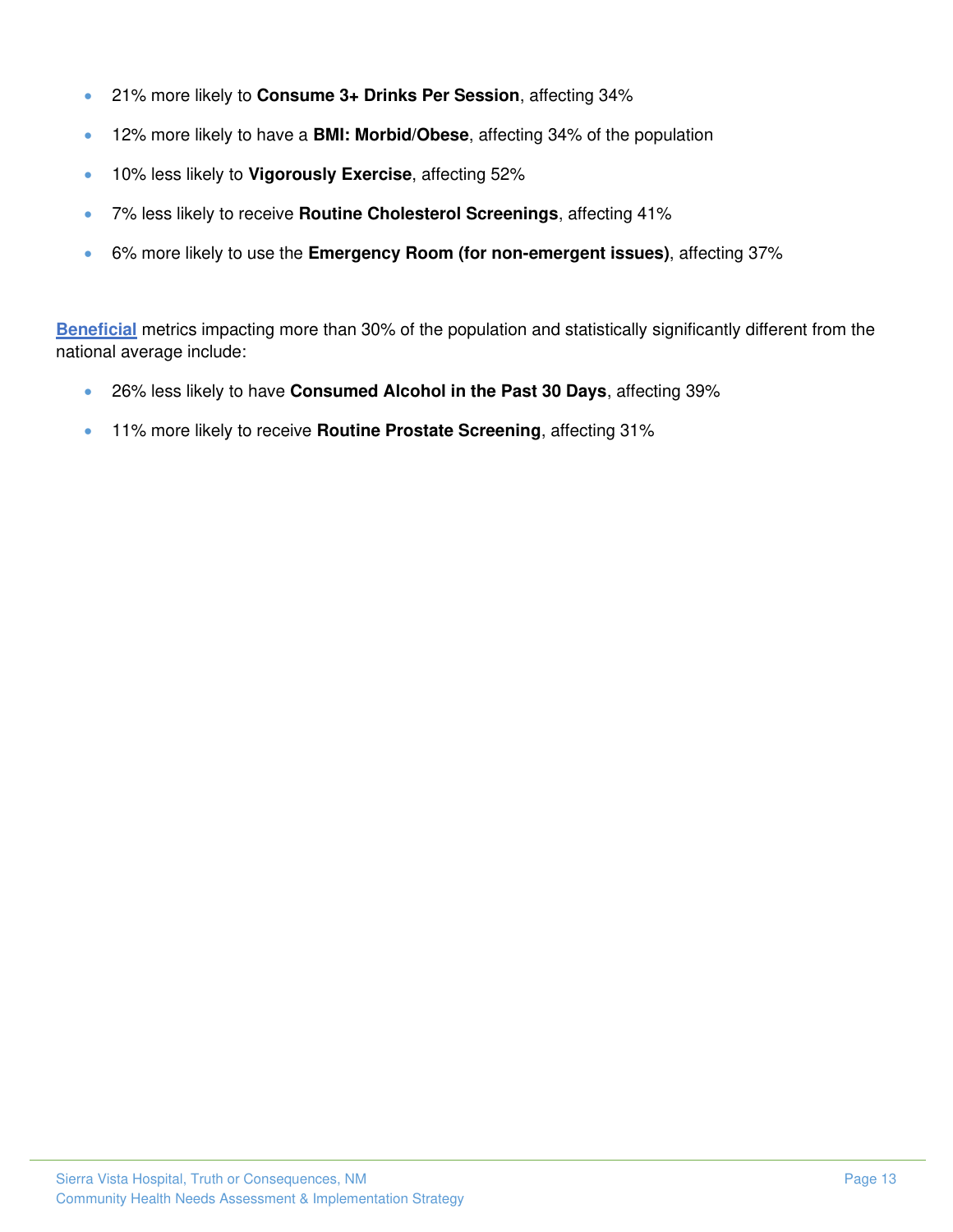- 21% more likely to **Consume 3+ Drinks Per Session**, affecting 34%
- 12% more likely to have a **BMI: Morbid/Obese**, affecting 34% of the population
- 10% less likely to **Vigorously Exercise**, affecting 52%
- 7% less likely to receive **Routine Cholesterol Screenings**, affecting 41%
- 6% more likely to use the **Emergency Room (for non-emergent issues)**, affecting 37%

**Beneficial** metrics impacting more than 30% of the population and statistically significantly different from the national average include:

- 26% less likely to have **Consumed Alcohol in the Past 30 Days**, affecting 39%
- 11% more likely to receive **Routine Prostate Screening**, affecting 31%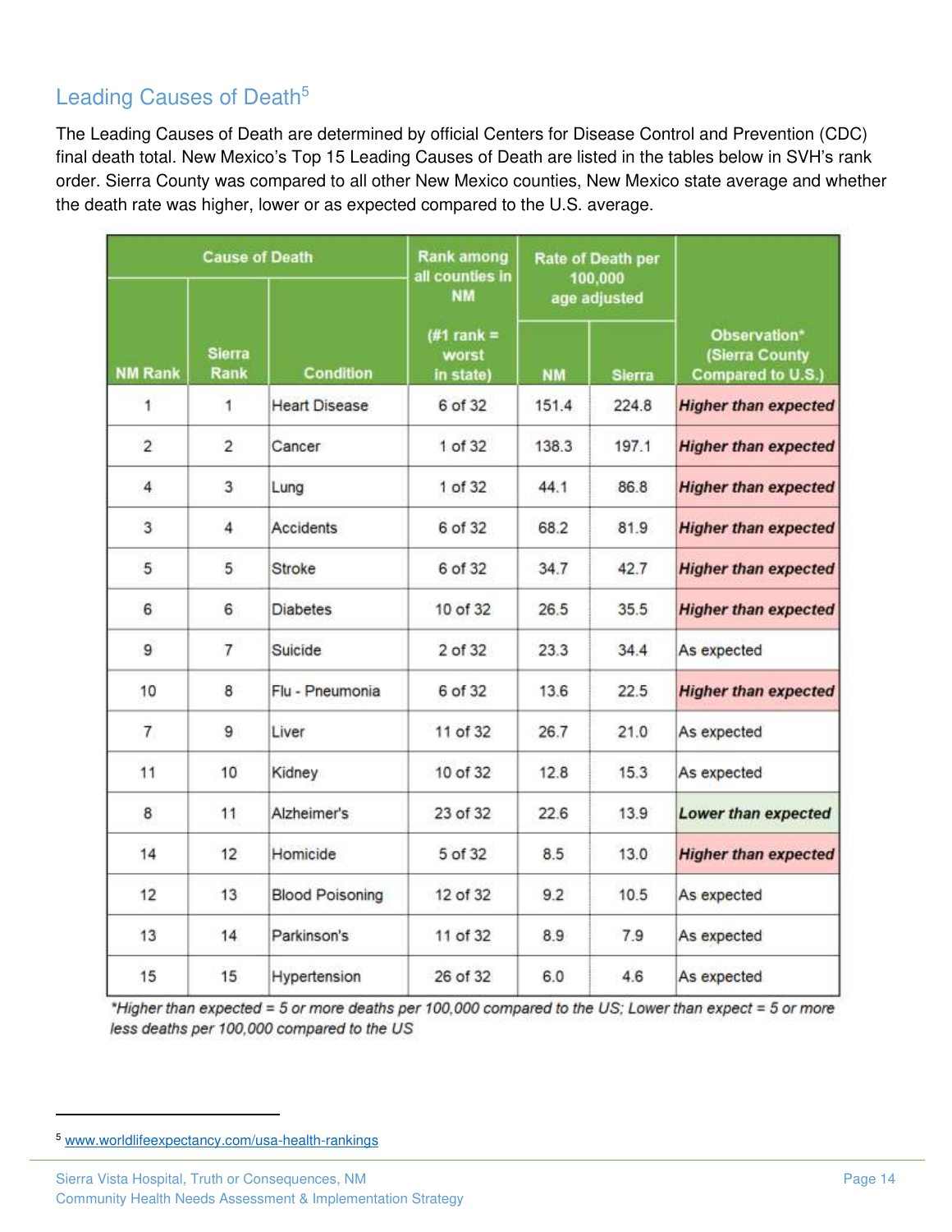## Leading Causes of Death[5]

The Leading Causes of Death are determined by official Centers for Disease Control and Prevention (CDC) final death total. New Mexico's Top 15 Leading Causes of Death are listed in the tables below in SVH's rank order. Sierra County was compared to all other New Mexico counties, New Mexico state average and whether the death rate was higher, lower or as expected compared to the U.S. average.

| Cause of Death | | | Rank among all counties in NM | Rate of Death per 100,000 age adjusted | | |
|---|---|---|---|---|---|---|
| NM Rank | Sierra Rank | Condition | (#1 rank = worst in state) | NM | Sierra | Observation* (Sierra County Compared to U.S.) |
| 1 | 1 | Heart Disease | 6 of 32 | 151.4 | 224.8 | ***Higher than expected*** |
| 2 | 2 | Cancer | 1 of 32 | 138.3 | 197.1 | ***Higher than expected*** |
| 4 | 3 | Lung | 1 of 32 | 44.1 | 86.8 | ***Higher than expected*** |
| 3 | 4 | Accidents | 6 of 32 | 68.2 | 81.9 | ***Higher than expected*** |
| 5 | 5 | Stroke | 6 of 32 | 34.7 | 42.7 | ***Higher than expected*** |
| 6 | 6 | Diabetes | 10 of 32 | 26.5 | 35.5 | ***Higher than expected*** |
| 9 | 7 | Suicide | 2 of 32 | 23.3 | 34.4 | As expected |
| 10 | 8 | Flu - Pneumonia | 6 of 32 | 13.6 | 22.5 | ***Higher than expected*** |
| 7 | 9 | Liver | 11 of 32 | 26.7 | 21.0 | As expected |
| 11 | 10 | Kidney | 10 of 32 | 12.8 | 15.3 | As expected |
| 8 | 11 | Alzheimer's | 23 of 32 | 22.6 | 13.9 | ***Lower than expected*** |
| 14 | 12 | Homicide | 5 of 32 | 8.5 | 13.0 | ***Higher than expected*** |
| 12 | 13 | Blood Poisoning | 12 of 32 | 9.2 | 10.5 | As expected |
| 13 | 14 | Parkinson's | 11 of 32 | 8.9 | 7.9 | As expected |
| 15 | 15 | Hypertension | 26 of 32 | 6.0 | 4.6 | As expected |

*\*Higher than expected = 5 or more deaths per 100,000 compared to the US; Lower than expect = 5 or more less deaths per 100,000 compared to the US*

[5] www.worldlifeexpectancy.com/usa-health-rankings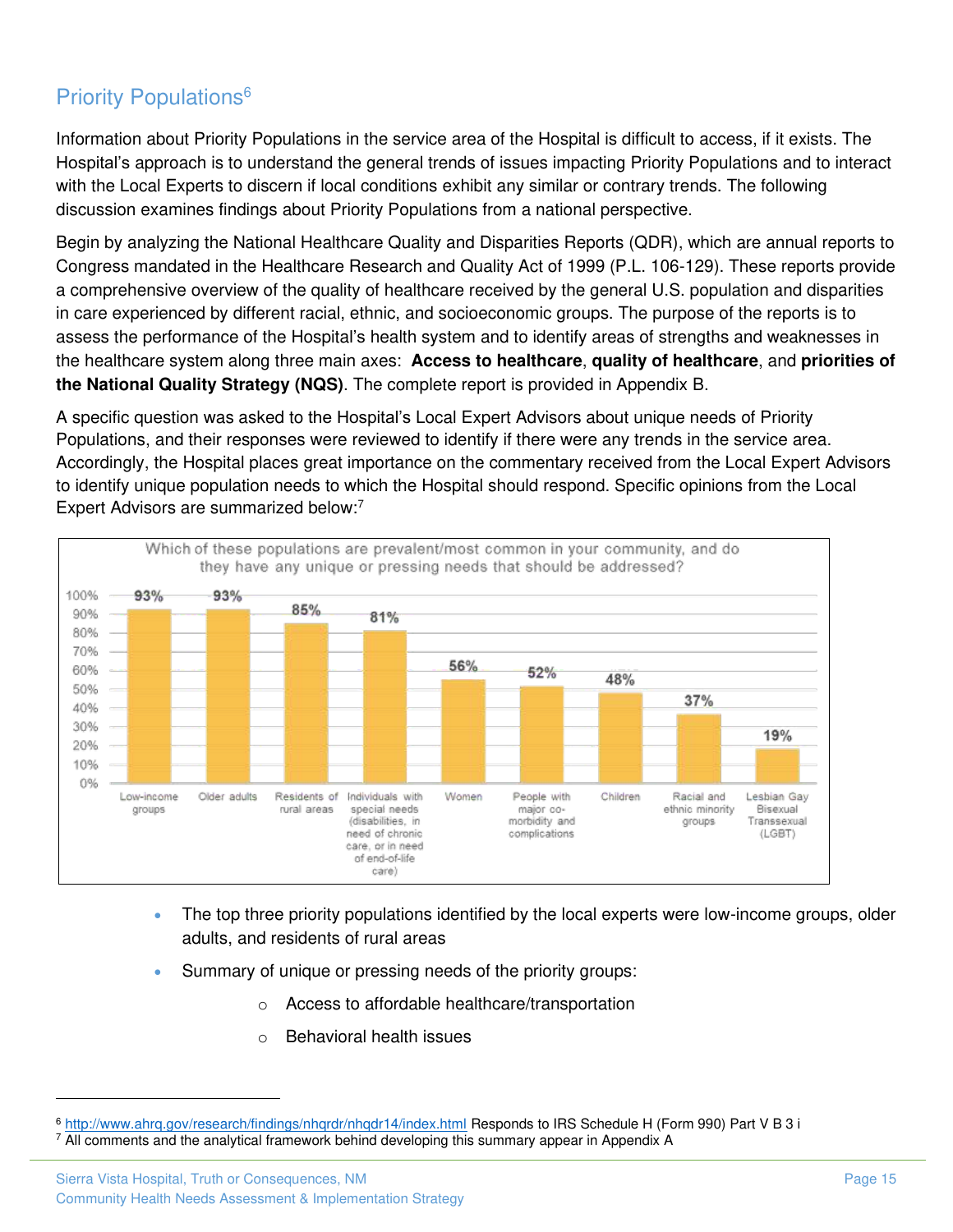## Priority Populations[6]

Information about Priority Populations in the service area of the Hospital is difficult to access, if it exists. The Hospital's approach is to understand the general trends of issues impacting Priority Populations and to interact with the Local Experts to discern if local conditions exhibit any similar or contrary trends. The following discussion examines findings about Priority Populations from a national perspective.

Begin by analyzing the National Healthcare Quality and Disparities Reports (QDR), which are annual reports to Congress mandated in the Healthcare Research and Quality Act of 1999 (P.L. 106-129). These reports provide a comprehensive overview of the quality of healthcare received by the general U.S. population and disparities in care experienced by different racial, ethnic, and socioeconomic groups. The purpose of the reports is to assess the performance of the Hospital's health system and to identify areas of strengths and weaknesses in the healthcare system along three main axes: **Access to healthcare**, **quality of healthcare**, and **priorities of the National Quality Strategy (NQS)**. The complete report is provided in Appendix B.

A specific question was asked to the Hospital's Local Expert Advisors about unique needs of Priority Populations, and their responses were reviewed to identify if there were any trends in the service area. Accordingly, the Hospital places great importance on the commentary received from the Local Expert Advisors to identify unique population needs to which the Hospital should respond. Specific opinions from the Local Expert Advisors are summarized below:[7]

Which of these populations are prevalent/most common in your community, and do they have any unique or pressing needs that should be addressed?

| Population | Percent |
|---|---|
| Low-income groups | 93% |
| Older adults | 93% |
| Residents of rural areas | 85% |
| Individuals with special needs (disabilities, in need of chronic care, or in need of end-of-life care) | 81% |
| Women | 56% |
| People with major co-morbidity and complications | 52% |
| Children | 48% |
| Racial and ethnic minority groups | 37% |
| Lesbian Gay Bisexual Transsexual (LGBT) | 19% |

- The top three priority populations identified by the local experts were low-income groups, older adults, and residents of rural areas
- Summary of unique or pressing needs of the priority groups:
  - Access to affordable healthcare/transportation
  - Behavioral health issues

---

[6] http://www.ahrq.gov/research/findings/nhqrdr/nhqdr14/index.html Responds to IRS Schedule H (Form 990) Part V B 3 i

[7] All comments and the analytical framework behind developing this summary appear in Appendix A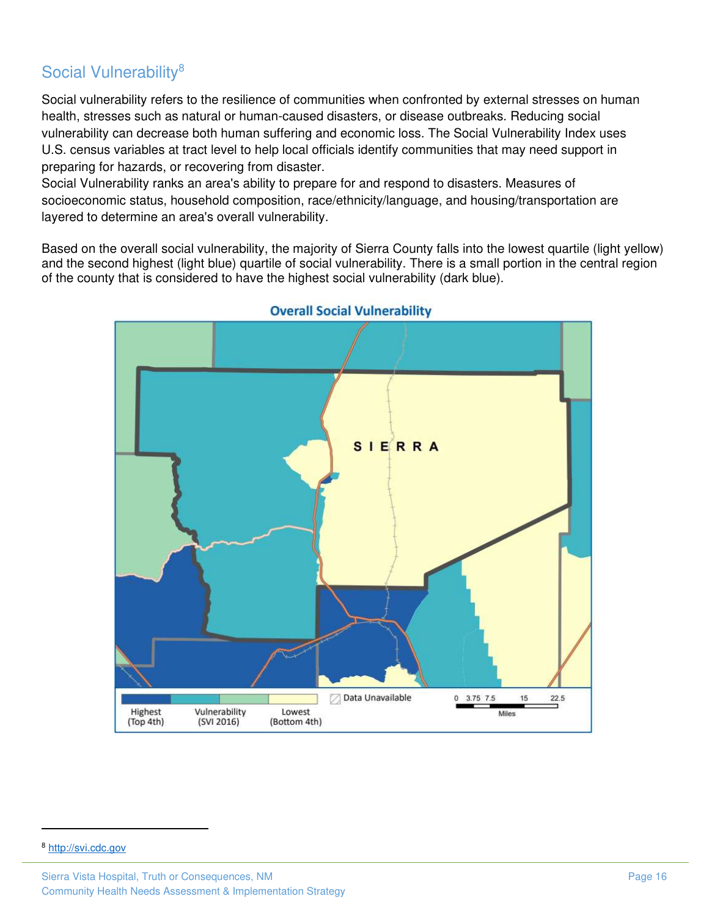## Social Vulnerability[8]

Social vulnerability refers to the resilience of communities when confronted by external stresses on human health, stresses such as natural or human-caused disasters, or disease outbreaks. Reducing social vulnerability can decrease both human suffering and economic loss. The Social Vulnerability Index uses U.S. census variables at tract level to help local officials identify communities that may need support in preparing for hazards, or recovering from disaster.

Social Vulnerability ranks an area's ability to prepare for and respond to disasters. Measures of socioeconomic status, household composition, race/ethnicity/language, and housing/transportation are layered to determine an area's overall vulnerability.

Based on the overall social vulnerability, the majority of Sierra County falls into the lowest quartile (light yellow) and the second highest (light blue) quartile of social vulnerability. There is a small portion in the central region of the county that is considered to have the highest social vulnerability (dark blue).

**Overall Social Vulnerability**

SIERRA

Highest (Top 4th) — Vulnerability (SVI 2016) — Lowest (Bottom 4th)

Data Unavailable

0 3.75 7.5 15 22.5 Miles

---

[8] http://svi.cdc.gov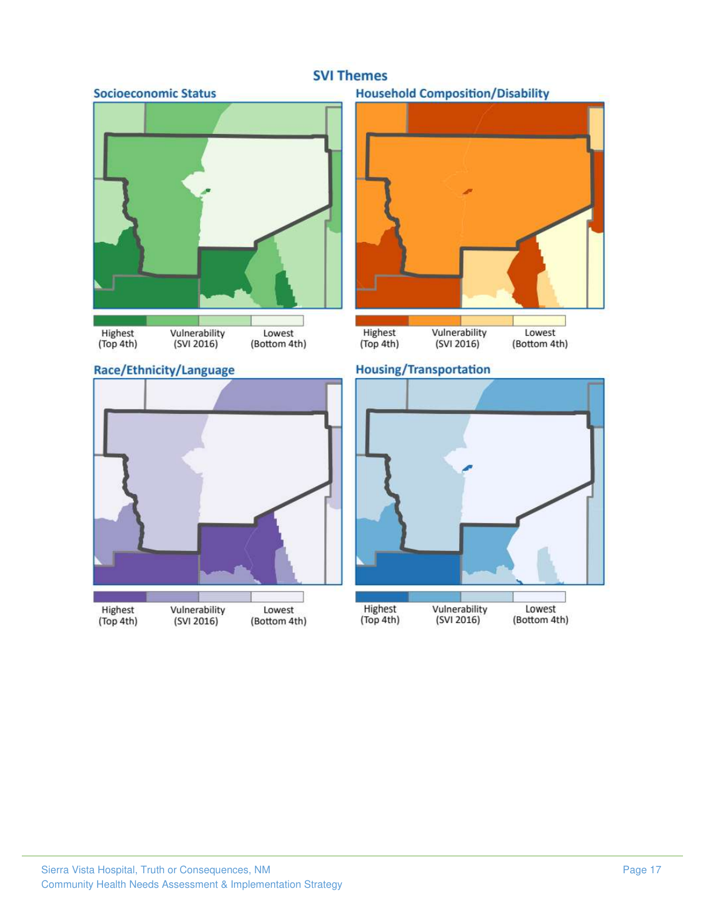## SVI Themes

### Socioeconomic Status

Highest (Top 4th) | Vulnerability (SVI 2016) | Lowest (Bottom 4th)

### Household Composition/Disability

Highest (Top 4th) | Vulnerability (SVI 2016) | Lowest (Bottom 4th)

### Race/Ethnicity/Language

Highest (Top 4th) | Vulnerability (SVI 2016) | Lowest (Bottom 4th)

### Housing/Transportation

Highest (Top 4th) | Vulnerability (SVI 2016) | Lowest (Bottom 4th)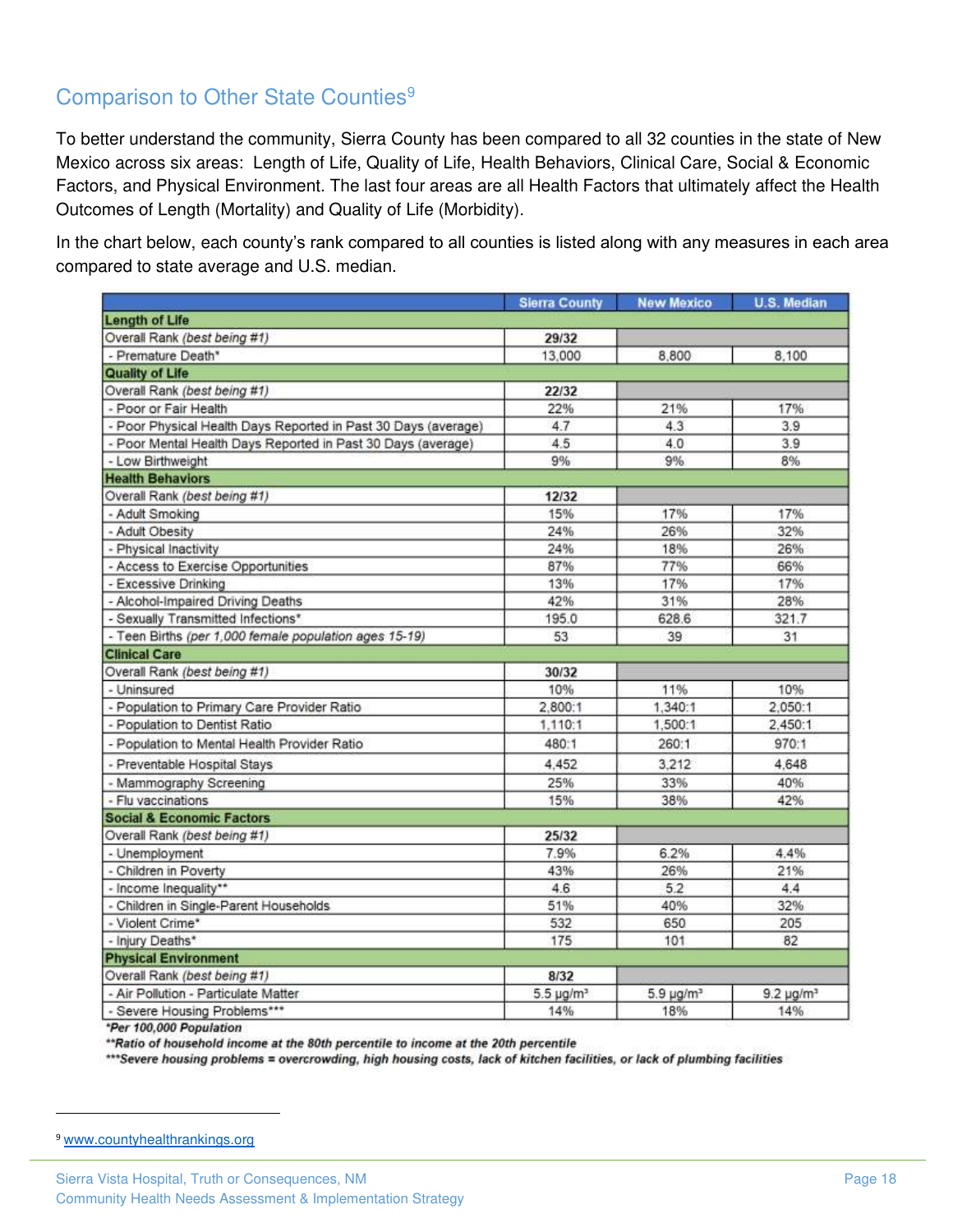## Comparison to Other State Counties[9]

To better understand the community, Sierra County has been compared to all 32 counties in the state of New Mexico across six areas: Length of Life, Quality of Life, Health Behaviors, Clinical Care, Social & Economic Factors, and Physical Environment. The last four areas are all Health Factors that ultimately affect the Health Outcomes of Length (Mortality) and Quality of Life (Morbidity).

In the chart below, each county's rank compared to all counties is listed along with any measures in each area compared to state average and U.S. median.

| | Sierra County | New Mexico | U.S. Median |
|---|---|---|---|
| **Length of Life** | | | |
| Overall Rank *(best being #1)* | **29/32** | | |
| - Premature Death* | 13,000 | 8,800 | 8,100 |
| **Quality of Life** | | | |
| Overall Rank *(best being #1)* | **22/32** | | |
| - Poor or Fair Health | 22% | 21% | 17% |
| - Poor Physical Health Days Reported in Past 30 Days (average) | 4.7 | 4.3 | 3.9 |
| - Poor Mental Health Days Reported in Past 30 Days (average) | 4.5 | 4.0 | 3.9 |
| - Low Birthweight | 9% | 9% | 8% |
| **Health Behaviors** | | | |
| Overall Rank *(best being #1)* | **12/32** | | |
| - Adult Smoking | 15% | 17% | 17% |
| - Adult Obesity | 24% | 26% | 32% |
| - Physical Inactivity | 24% | 18% | 26% |
| - Access to Exercise Opportunities | 87% | 77% | 66% |
| - Excessive Drinking | 13% | 17% | 17% |
| - Alcohol-Impaired Driving Deaths | 42% | 31% | 28% |
| - Sexually Transmitted Infections* | 195.0 | 628.6 | 321.7 |
| - Teen Births *(per 1,000 female population ages 15-19)* | 53 | 39 | 31 |
| **Clinical Care** | | | |
| Overall Rank *(best being #1)* | **30/32** | | |
| - Uninsured | 10% | 11% | 10% |
| - Population to Primary Care Provider Ratio | 2,800:1 | 1,340:1 | 2,050:1 |
| - Population to Dentist Ratio | 1,110:1 | 1,500:1 | 2,450:1 |
| - Population to Mental Health Provider Ratio | 480:1 | 260:1 | 970:1 |
| - Preventable Hospital Stays | 4,452 | 3,212 | 4,648 |
| - Mammography Screening | 25% | 33% | 40% |
| - Flu vaccinations | 15% | 38% | 42% |
| **Social & Economic Factors** | | | |
| Overall Rank *(best being #1)* | **25/32** | | |
| - Unemployment | 7.9% | 6.2% | 4.4% |
| - Children in Poverty | 43% | 26% | 21% |
| - Income Inequality** | 4.6 | 5.2 | 4.4 |
| - Children in Single-Parent Households | 51% | 40% | 32% |
| - Violent Crime* | 532 | 650 | 205 |
| - Injury Deaths* | 175 | 101 | 82 |
| **Physical Environment** | | | |
| Overall Rank *(best being #1)* | **8/32** | | |
| - Air Pollution - Particulate Matter | 5.5 µg/m³ | 5.9 µg/m³ | 9.2 µg/m³ |
| - Severe Housing Problems*** | 14% | 18% | 14% |

***Per 100,000 Population***
***\*\*Ratio of household income at the 80th percentile to income at the 20th percentile***
***\*\*\*Severe housing problems = overcrowding, high housing costs, lack of kitchen facilities, or lack of plumbing facilities***

[9] www.countyhealthrankings.org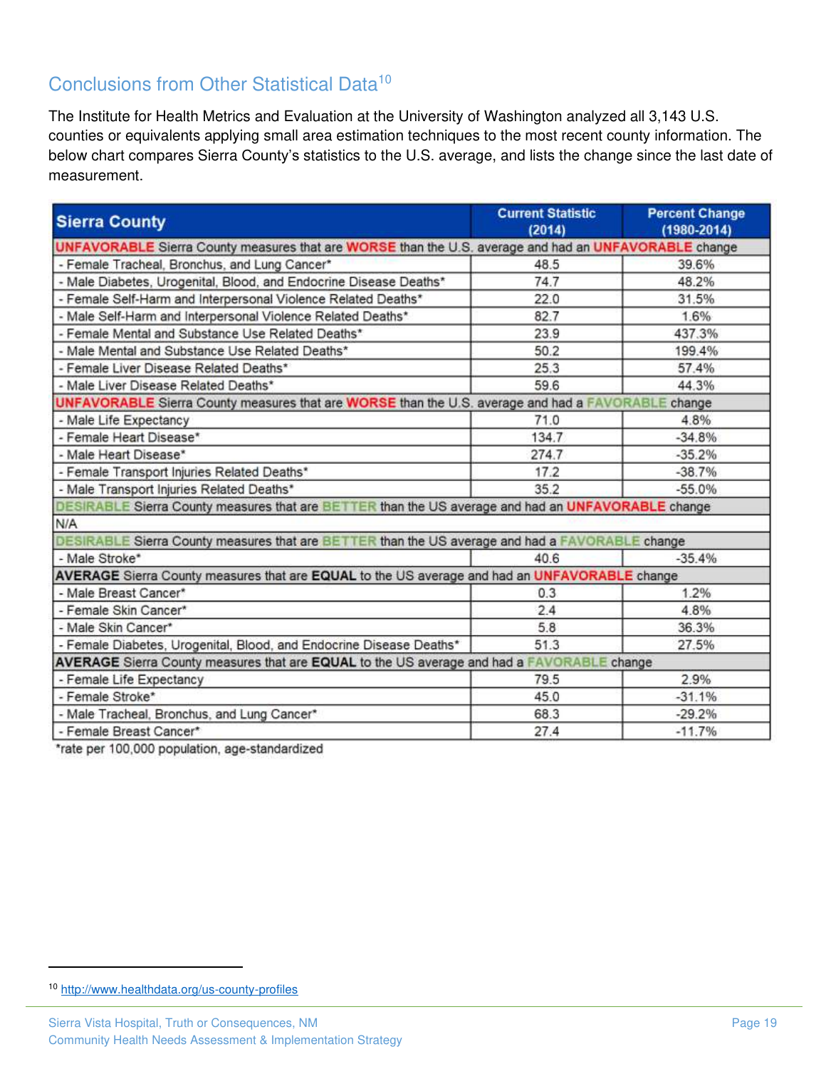## Conclusions from Other Statistical Data[10]

The Institute for Health Metrics and Evaluation at the University of Washington analyzed all 3,143 U.S. counties or equivalents applying small area estimation techniques to the most recent county information. The below chart compares Sierra County's statistics to the U.S. average, and lists the change since the last date of measurement.

| Sierra County | Current Statistic (2014) | Percent Change (1980-2014) |
|---|---|---|
| **UNFAVORABLE** Sierra County measures that are **WORSE** than the U.S. average and had an **UNFAVORABLE** change | | |
| - Female Tracheal, Bronchus, and Lung Cancer* | 48.5 | 39.6% |
| - Male Diabetes, Urogenital, Blood, and Endocrine Disease Deaths* | 74.7 | 48.2% |
| - Female Self-Harm and Interpersonal Violence Related Deaths* | 22.0 | 31.5% |
| - Male Self-Harm and Interpersonal Violence Related Deaths* | 82.7 | 1.6% |
| - Female Mental and Substance Use Related Deaths* | 23.9 | 437.3% |
| - Male Mental and Substance Use Related Deaths* | 50.2 | 199.4% |
| - Female Liver Disease Related Deaths* | 25.3 | 57.4% |
| - Male Liver Disease Related Deaths* | 59.6 | 44.3% |
| **UNFAVORABLE** Sierra County measures that are **WORSE** than the U.S. average and had a **FAVORABLE** change | | |
| - Male Life Expectancy | 71.0 | 4.8% |
| - Female Heart Disease* | 134.7 | -34.8% |
| - Male Heart Disease* | 274.7 | -35.2% |
| - Female Transport Injuries Related Deaths* | 17.2 | -38.7% |
| - Male Transport Injuries Related Deaths* | 35.2 | -55.0% |
| **DESIRABLE** Sierra County measures that are **BETTER** than the US average and had an **UNFAVORABLE** change | | |
| N/A | | |
| **DESIRABLE** Sierra County measures that are **BETTER** than the US average and had a **FAVORABLE** change | | |
| - Male Stroke* | 40.6 | -35.4% |
| **AVERAGE** Sierra County measures that are **EQUAL** to the US average and had an **UNFAVORABLE** change | | |
| - Male Breast Cancer* | 0.3 | 1.2% |
| - Female Skin Cancer* | 2.4 | 4.8% |
| - Male Skin Cancer* | 5.8 | 36.3% |
| - Female Diabetes, Urogenital, Blood, and Endocrine Disease Deaths* | 51.3 | 27.5% |
| **AVERAGE** Sierra County measures that are **EQUAL** to the US average and had a **FAVORABLE** change | | |
| - Female Life Expectancy | 79.5 | 2.9% |
| - Female Stroke* | 45.0 | -31.1% |
| - Male Tracheal, Bronchus, and Lung Cancer* | 68.3 | -29.2% |
| - Female Breast Cancer* | 27.4 | -11.7% |

*rate per 100,000 population, age-standardized

[10] http://www.healthdata.org/us-county-profiles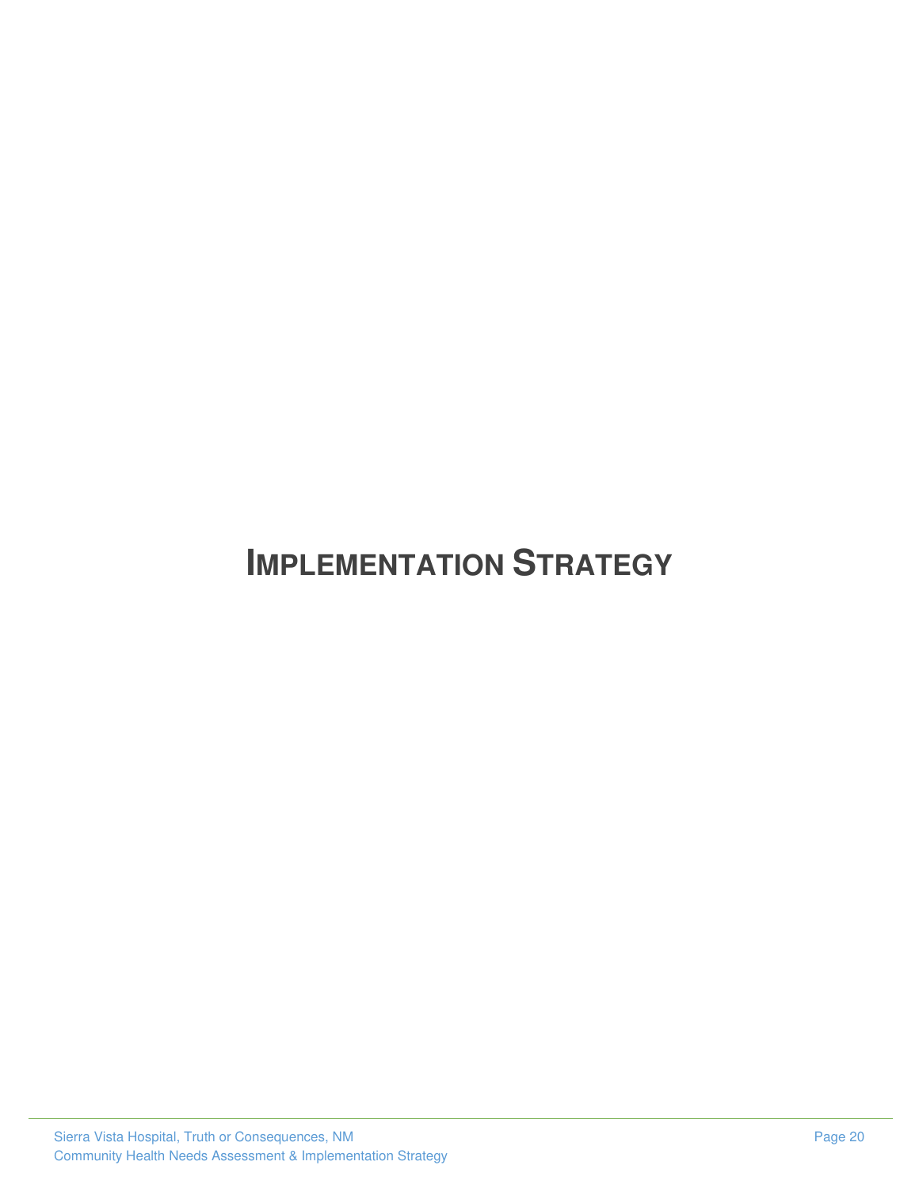# IMPLEMENTATION STRATEGY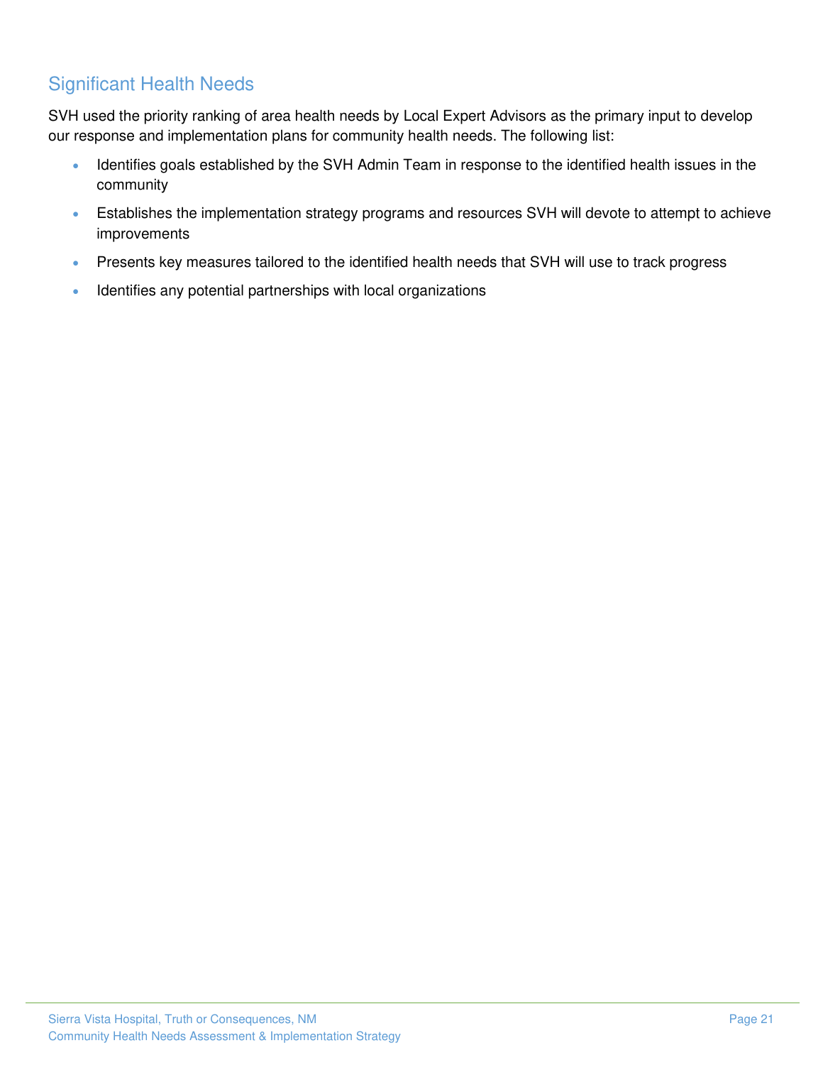## Significant Health Needs

SVH used the priority ranking of area health needs by Local Expert Advisors as the primary input to develop our response and implementation plans for community health needs. The following list:

- Identifies goals established by the SVH Admin Team in response to the identified health issues in the community
- Establishes the implementation strategy programs and resources SVH will devote to attempt to achieve improvements
- Presents key measures tailored to the identified health needs that SVH will use to track progress
- Identifies any potential partnerships with local organizations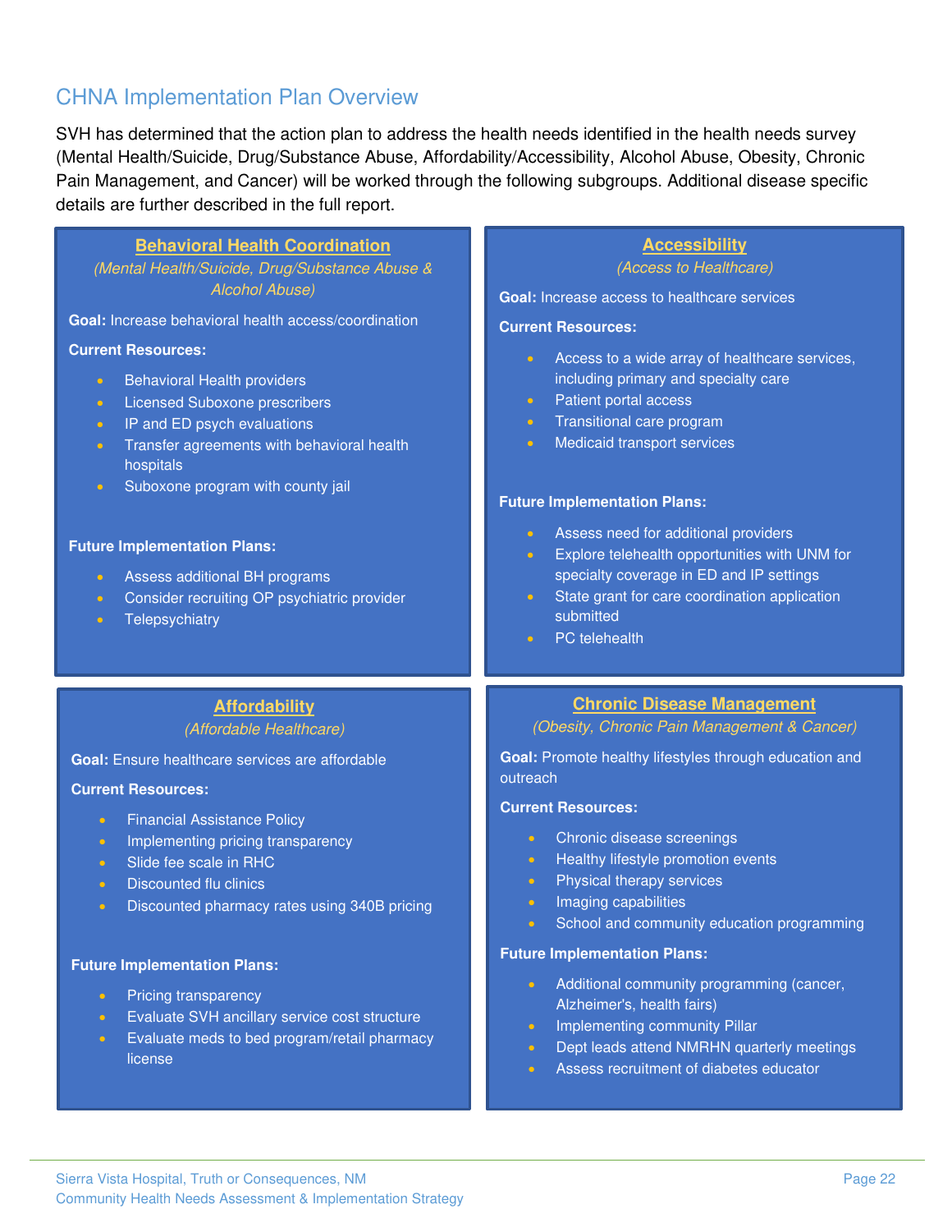## CHNA Implementation Plan Overview

SVH has determined that the action plan to address the health needs identified in the health needs survey (Mental Health/Suicide, Drug/Substance Abuse, Affordability/Accessibility, Alcohol Abuse, Obesity, Chronic Pain Management, and Cancer) will be worked through the following subgroups. Additional disease specific details are further described in the full report.

### Behavioral Health Coordination

*(Mental Health/Suicide, Drug/Substance Abuse & Alcohol Abuse)*

**Goal:** Increase behavioral health access/coordination

**Current Resources:**

- Behavioral Health providers
- Licensed Suboxone prescribers
- IP and ED psych evaluations
- Transfer agreements with behavioral health hospitals
- Suboxone program with county jail

**Future Implementation Plans:**

- Assess additional BH programs
- Consider recruiting OP psychiatric provider
- Telepsychiatry

### Accessibility

*(Access to Healthcare)*

**Goal:** Increase access to healthcare services

**Current Resources:**

- Access to a wide array of healthcare services, including primary and specialty care
- Patient portal access
- Transitional care program
- Medicaid transport services

**Future Implementation Plans:**

- Assess need for additional providers
- Explore telehealth opportunities with UNM for specialty coverage in ED and IP settings
- State grant for care coordination application submitted
- PC telehealth

### Affordability

*(Affordable Healthcare)*

**Goal:** Ensure healthcare services are affordable

**Current Resources:**

- Financial Assistance Policy
- Implementing pricing transparency
- Slide fee scale in RHC
- Discounted flu clinics
- Discounted pharmacy rates using 340B pricing

**Future Implementation Plans:**

- Pricing transparency
- Evaluate SVH ancillary service cost structure
- Evaluate meds to bed program/retail pharmacy license

### Chronic Disease Management

*(Obesity, Chronic Pain Management & Cancer)*

**Goal:** Promote healthy lifestyles through education and outreach

**Current Resources:**

- Chronic disease screenings
- Healthy lifestyle promotion events
- Physical therapy services
- Imaging capabilities
- School and community education programming

**Future Implementation Plans:**

- Additional community programming (cancer, Alzheimer's, health fairs)
- Implementing community Pillar
- Dept leads attend NMRHN quarterly meetings
- Assess recruitment of diabetes educator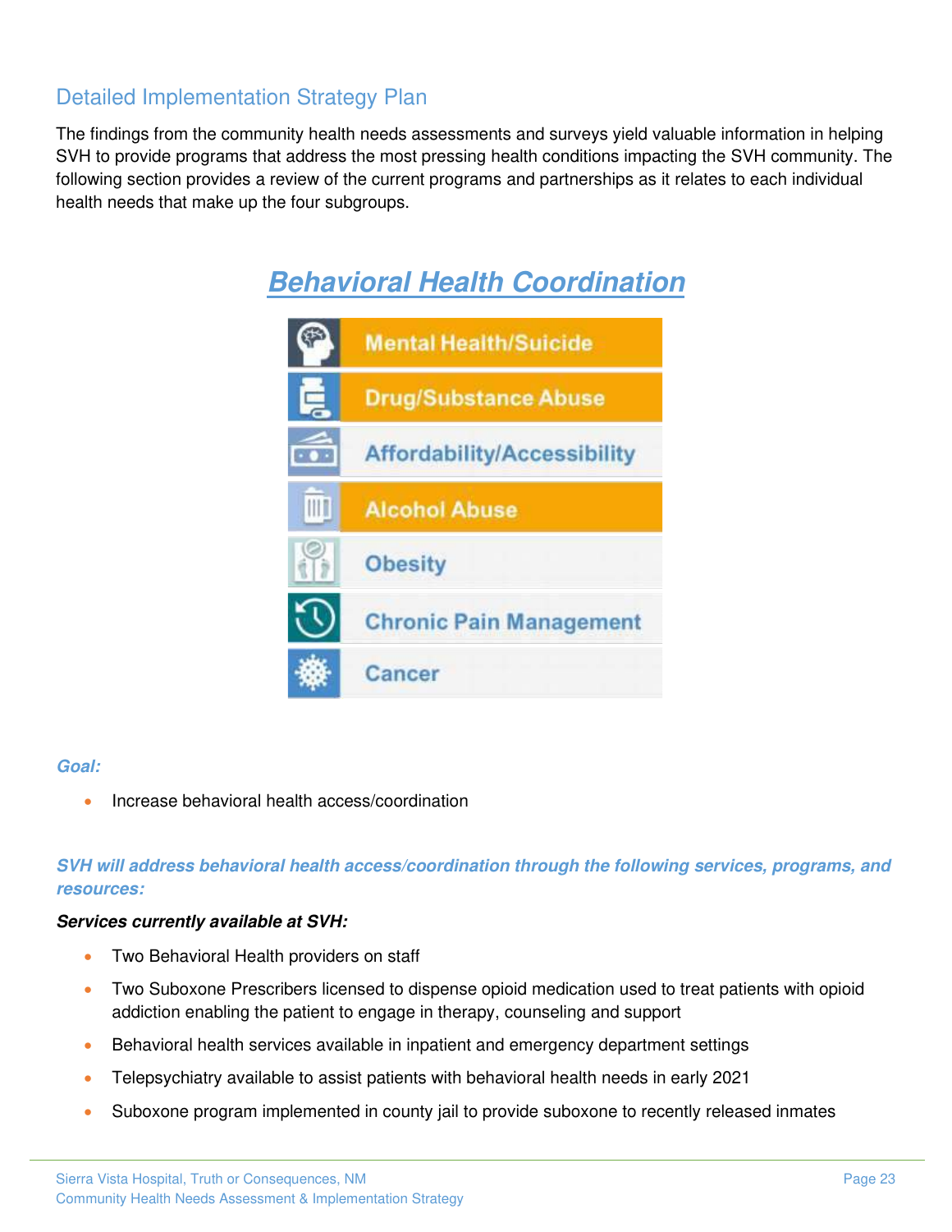## Detailed Implementation Strategy Plan

The findings from the community health needs assessments and surveys yield valuable information in helping SVH to provide programs that address the most pressing health conditions impacting the SVH community. The following section provides a review of the current programs and partnerships as it relates to each individual health needs that make up the four subgroups.

# ***Behavioral Health Coordination***

- Mental Health/Suicide
- Drug/Substance Abuse
- Affordability/Accessibility
- Alcohol Abuse
- Obesity
- Chronic Pain Management
- Cancer

***Goal:***

- Increase behavioral health access/coordination

***SVH will address behavioral health access/coordination through the following services, programs, and resources:***

***Services currently available at SVH:***

- Two Behavioral Health providers on staff
- Two Suboxone Prescribers licensed to dispense opioid medication used to treat patients with opioid addiction enabling the patient to engage in therapy, counseling and support
- Behavioral health services available in inpatient and emergency department settings
- Telepsychiatry available to assist patients with behavioral health needs in early 2021
- Suboxone program implemented in county jail to provide suboxone to recently released inmates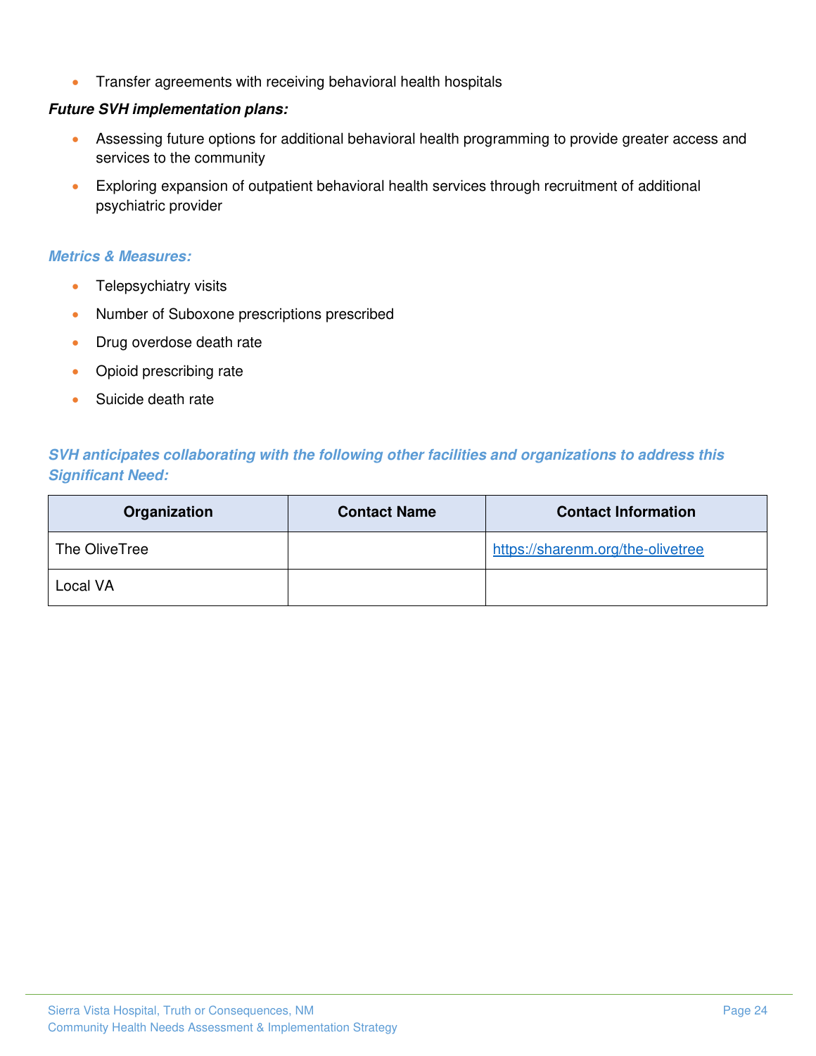- Transfer agreements with receiving behavioral health hospitals

***Future SVH implementation plans:***

- Assessing future options for additional behavioral health programming to provide greater access and services to the community
- Exploring expansion of outpatient behavioral health services through recruitment of additional psychiatric provider

***Metrics & Measures:***

- Telepsychiatry visits
- Number of Suboxone prescriptions prescribed
- Drug overdose death rate
- Opioid prescribing rate
- Suicide death rate

***SVH anticipates collaborating with the following other facilities and organizations to address this Significant Need:***

| Organization | Contact Name | Contact Information |
| --- | --- | --- |
| The OliveTree | | https://sharenm.org/the-olivetree |
| Local VA | | |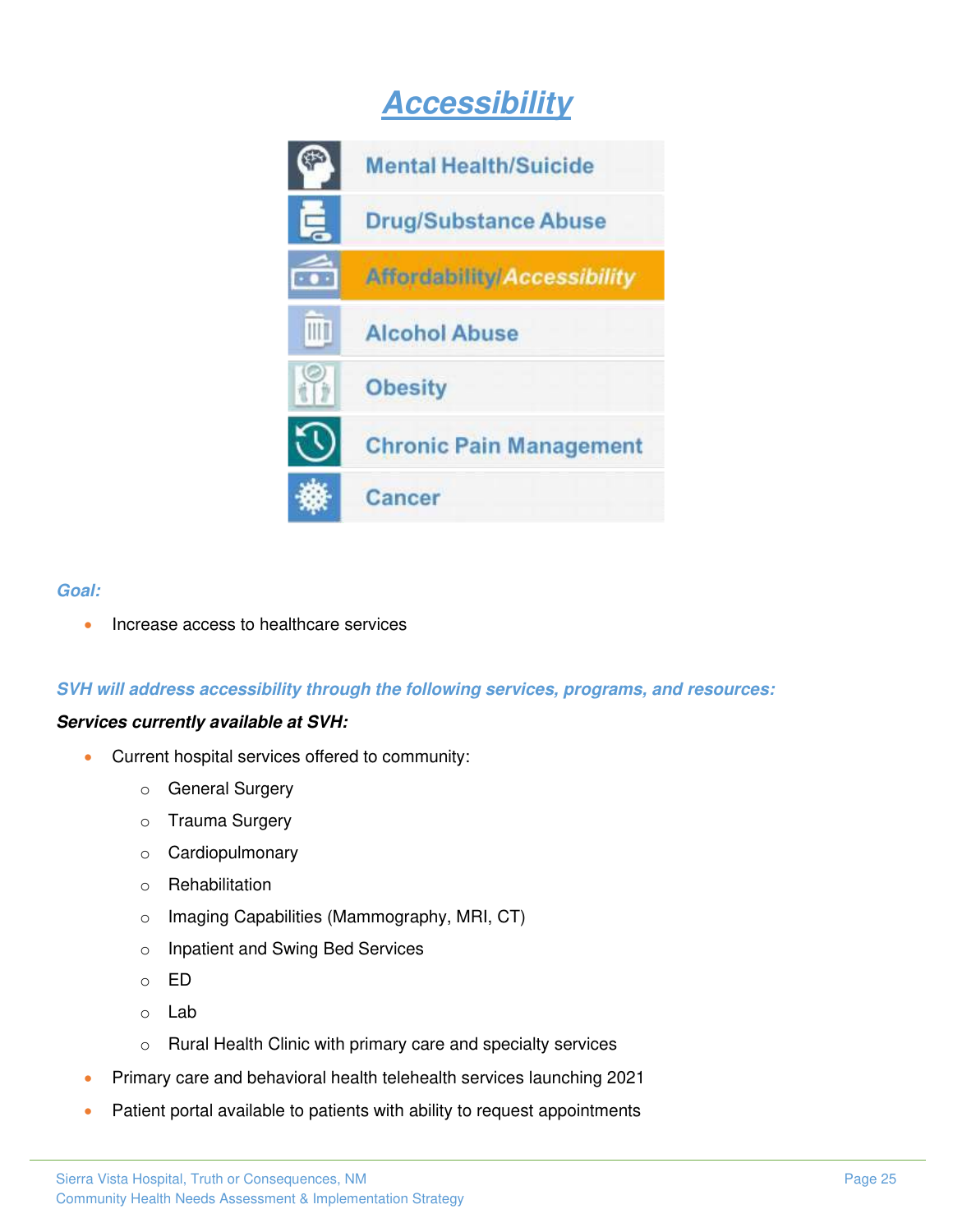# Accessibility

- Mental Health/Suicide
- Drug/Substance Abuse
- Affordability/Accessibility
- Alcohol Abuse
- Obesity
- Chronic Pain Management
- Cancer

***Goal:***

- Increase access to healthcare services

***SVH will address accessibility through the following services, programs, and resources:***

***Services currently available at SVH:***

- Current hospital services offered to community:
  - General Surgery
  - Trauma Surgery
  - Cardiopulmonary
  - Rehabilitation
  - Imaging Capabilities (Mammography, MRI, CT)
  - Inpatient and Swing Bed Services
  - ED
  - Lab
  - Rural Health Clinic with primary care and specialty services
- Primary care and behavioral health telehealth services launching 2021
- Patient portal available to patients with ability to request appointments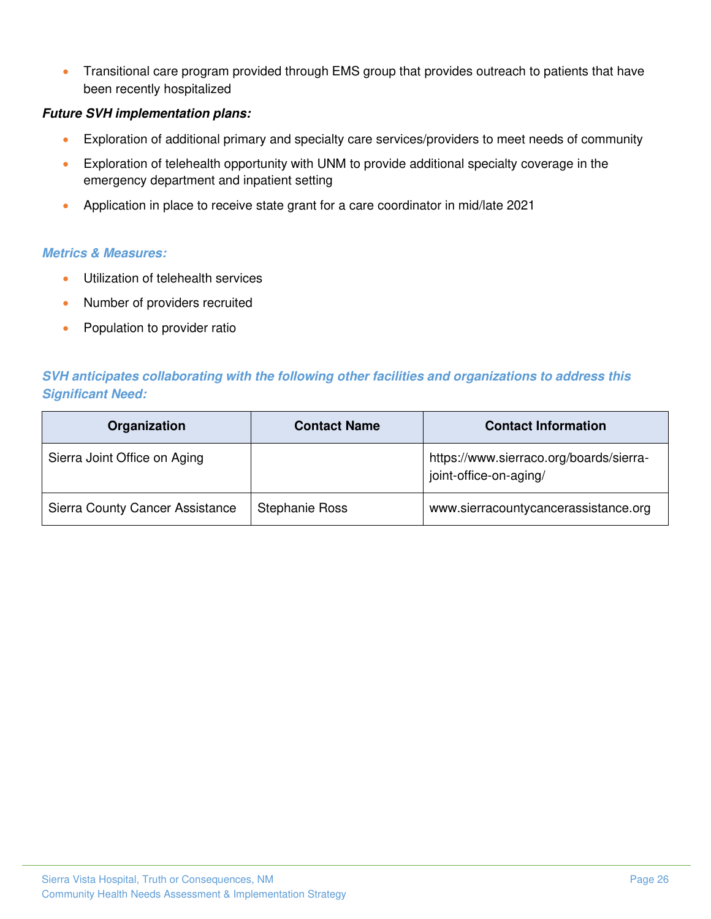- Transitional care program provided through EMS group that provides outreach to patients that have been recently hospitalized

***Future SVH implementation plans:***

- Exploration of additional primary and specialty care services/providers to meet needs of community
- Exploration of telehealth opportunity with UNM to provide additional specialty coverage in the emergency department and inpatient setting
- Application in place to receive state grant for a care coordinator in mid/late 2021

***Metrics & Measures:***

- Utilization of telehealth services
- Number of providers recruited
- Population to provider ratio

***SVH anticipates collaborating with the following other facilities and organizations to address this Significant Need:***

| Organization | Contact Name | Contact Information |
|---|---|---|
| Sierra Joint Office on Aging | | https://www.sierraco.org/boards/sierra-joint-office-on-aging/ |
| Sierra County Cancer Assistance | Stephanie Ross | www.sierracountycancerassistance.org |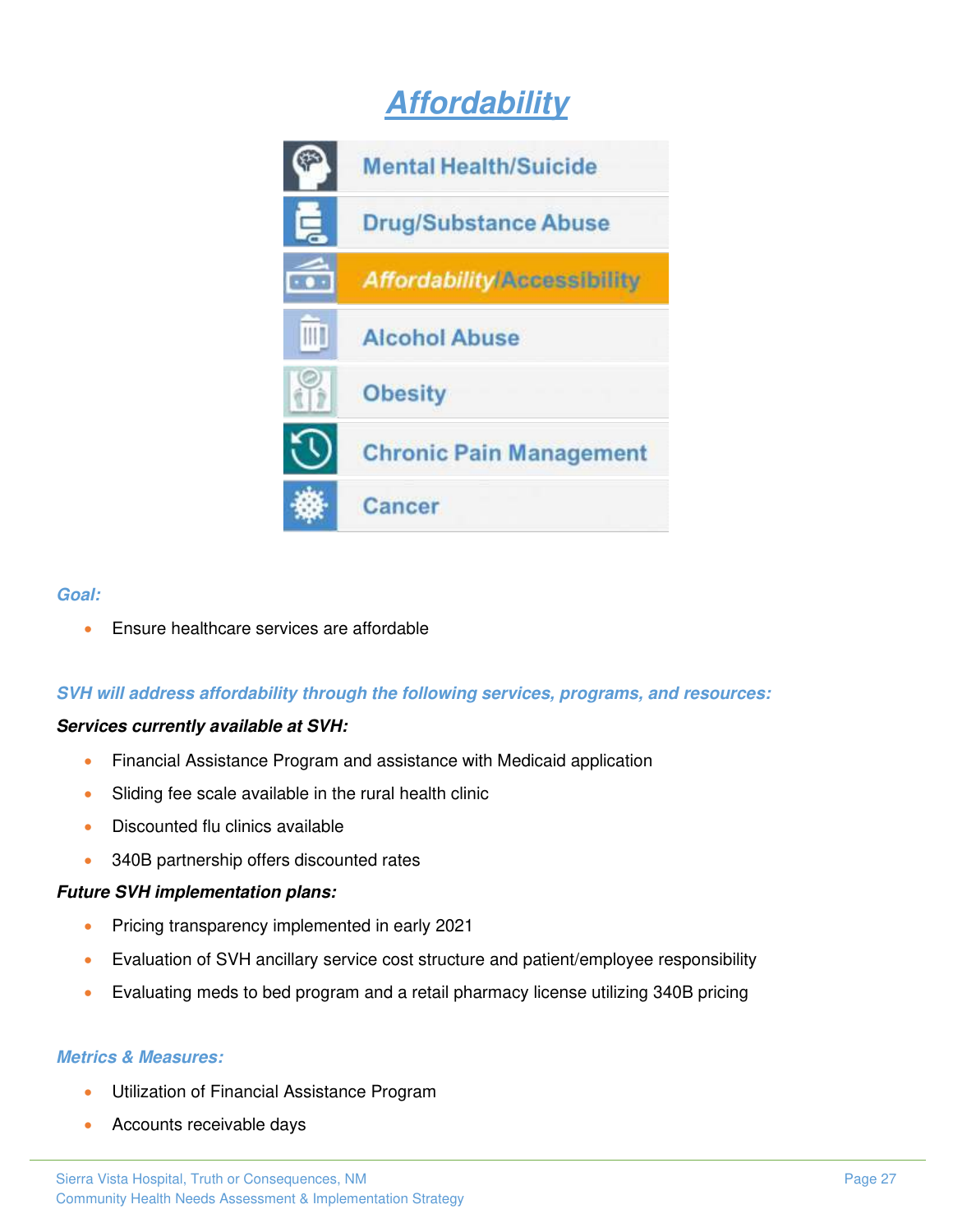# Affordability

- Mental Health/Suicide
- Drug/Substance Abuse
- **Affordability/Accessibility**
- Alcohol Abuse
- Obesity
- Chronic Pain Management
- Cancer

***Goal:***

- Ensure healthcare services are affordable

***SVH will address affordability through the following services, programs, and resources:***

***Services currently available at SVH:***

- Financial Assistance Program and assistance with Medicaid application
- Sliding fee scale available in the rural health clinic
- Discounted flu clinics available
- 340B partnership offers discounted rates

***Future SVH implementation plans:***

- Pricing transparency implemented in early 2021
- Evaluation of SVH ancillary service cost structure and patient/employee responsibility
- Evaluating meds to bed program and a retail pharmacy license utilizing 340B pricing

***Metrics & Measures:***

- Utilization of Financial Assistance Program
- Accounts receivable days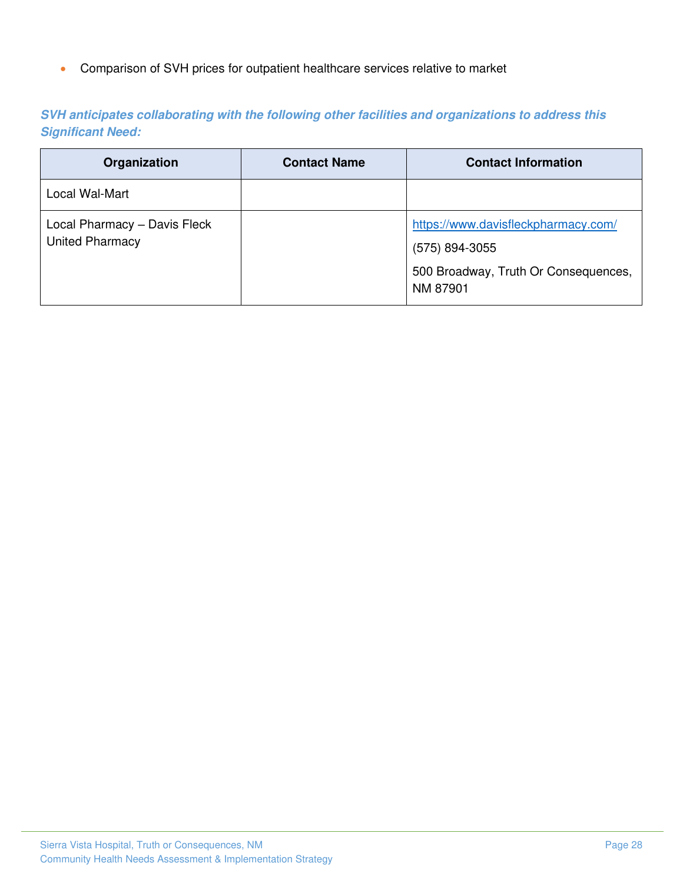- Comparison of SVH prices for outpatient healthcare services relative to market

***SVH anticipates collaborating with the following other facilities and organizations to address this Significant Need:***

| Organization | Contact Name | Contact Information |
| --- | --- | --- |
| Local Wal-Mart | | |
| Local Pharmacy – Davis Fleck United Pharmacy | | https://www.davisfleckpharmacy.com/<br>(575) 894-3055<br>500 Broadway, Truth Or Consequences, NM 87901 |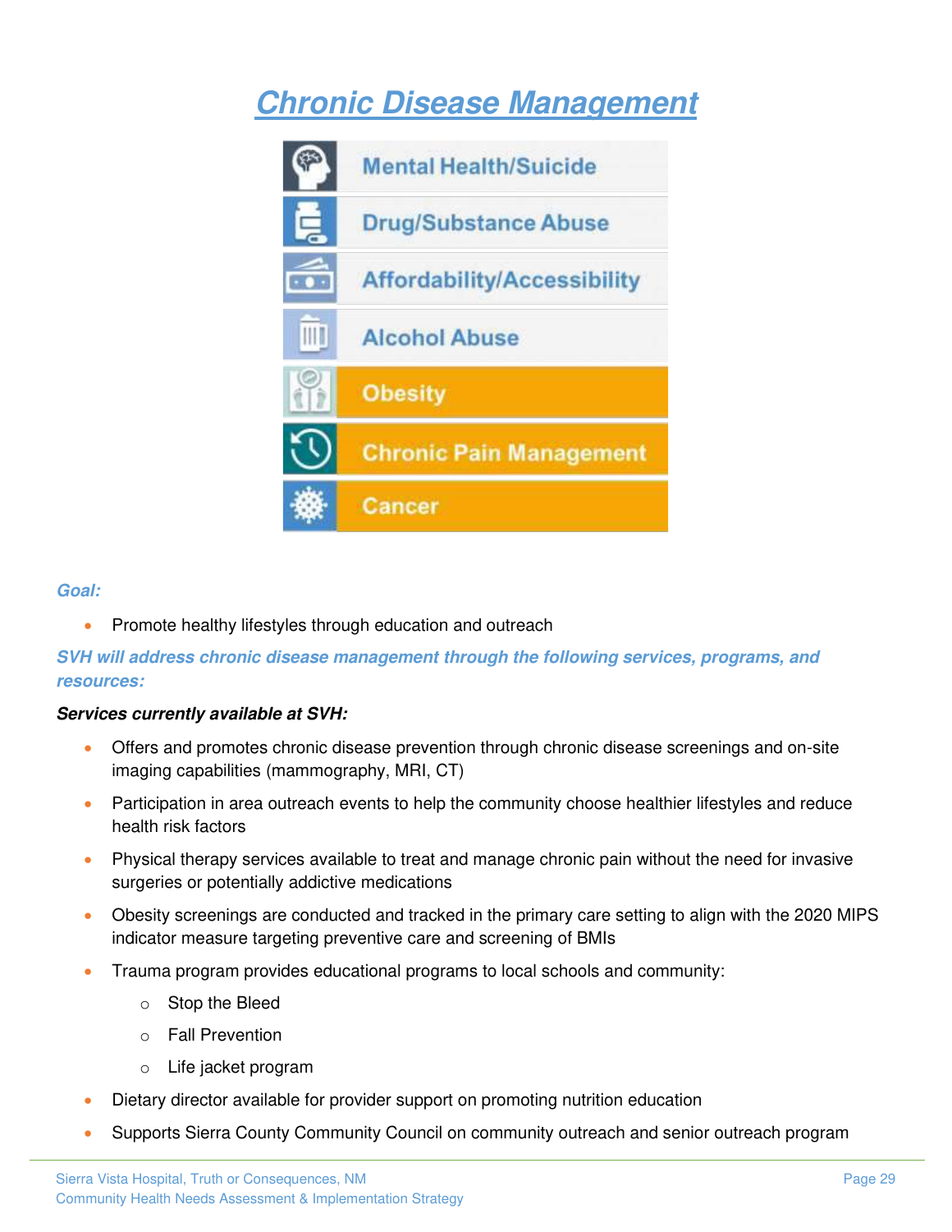# Chronic Disease Management

- Mental Health/Suicide
- Drug/Substance Abuse
- Affordability/Accessibility
- Alcohol Abuse
- **Obesity**
- **Chronic Pain Management**
- **Cancer**

***Goal:***

- Promote healthy lifestyles through education and outreach

***SVH will address chronic disease management through the following services, programs, and resources:***

***Services currently available at SVH:***

- Offers and promotes chronic disease prevention through chronic disease screenings and on-site imaging capabilities (mammography, MRI, CT)
- Participation in area outreach events to help the community choose healthier lifestyles and reduce health risk factors
- Physical therapy services available to treat and manage chronic pain without the need for invasive surgeries or potentially addictive medications
- Obesity screenings are conducted and tracked in the primary care setting to align with the 2020 MIPS indicator measure targeting preventive care and screening of BMIs
- Trauma program provides educational programs to local schools and community:
  - Stop the Bleed
  - Fall Prevention
  - Life jacket program
- Dietary director available for provider support on promoting nutrition education
- Supports Sierra County Community Council on community outreach and senior outreach program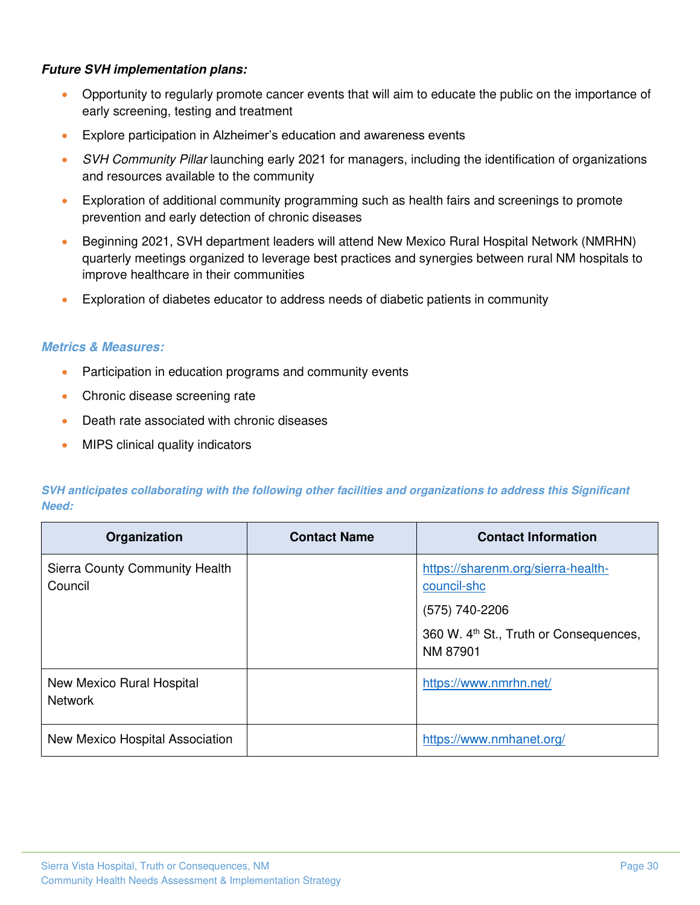***Future SVH implementation plans:***

- Opportunity to regularly promote cancer events that will aim to educate the public on the importance of early screening, testing and treatment
- Explore participation in Alzheimer's education and awareness events
- *SVH Community Pillar* launching early 2021 for managers, including the identification of organizations and resources available to the community
- Exploration of additional community programming such as health fairs and screenings to promote prevention and early detection of chronic diseases
- Beginning 2021, SVH department leaders will attend New Mexico Rural Hospital Network (NMRHN) quarterly meetings organized to leverage best practices and synergies between rural NM hospitals to improve healthcare in their communities
- Exploration of diabetes educator to address needs of diabetic patients in community

***Metrics & Measures:***

- Participation in education programs and community events
- Chronic disease screening rate
- Death rate associated with chronic diseases
- MIPS clinical quality indicators

***SVH anticipates collaborating with the following other facilities and organizations to address this Significant Need:***

| Organization | Contact Name | Contact Information |
|---|---|---|
| Sierra County Community Health Council | | https://sharenm.org/sierra-health-council-shc<br>(575) 740-2206<br>360 W. 4th St., Truth or Consequences, NM 87901 |
| New Mexico Rural Hospital Network | | https://www.nmrhn.net/ |
| New Mexico Hospital Association | | https://www.nmhanet.org/ |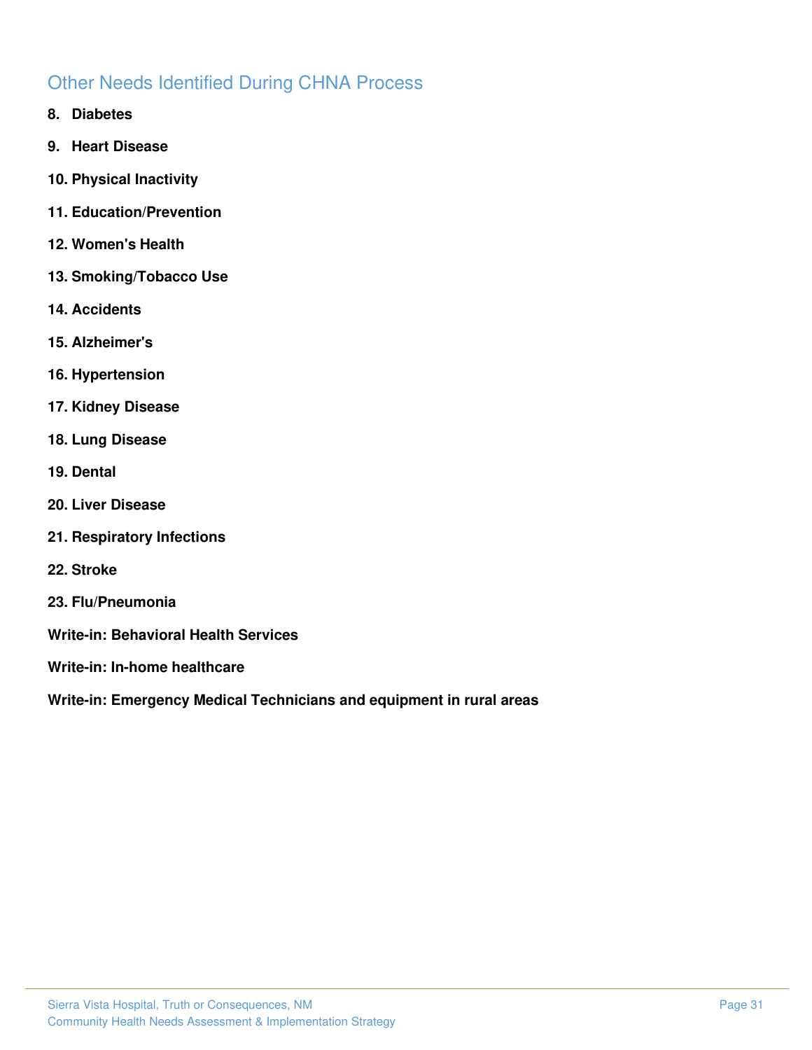## Other Needs Identified During CHNA Process

8. **Diabetes**
9. **Heart Disease**
10. **Physical Inactivity**
11. **Education/Prevention**
12. **Women's Health**
13. **Smoking/Tobacco Use**
14. **Accidents**
15. **Alzheimer's**
16. **Hypertension**
17. **Kidney Disease**
18. **Lung Disease**
19. **Dental**
20. **Liver Disease**
21. **Respiratory Infections**
22. **Stroke**
23. **Flu/Pneumonia**

**Write-in: Behavioral Health Services**

**Write-in: In-home healthcare**

**Write-in: Emergency Medical Technicians and equipment in rural areas**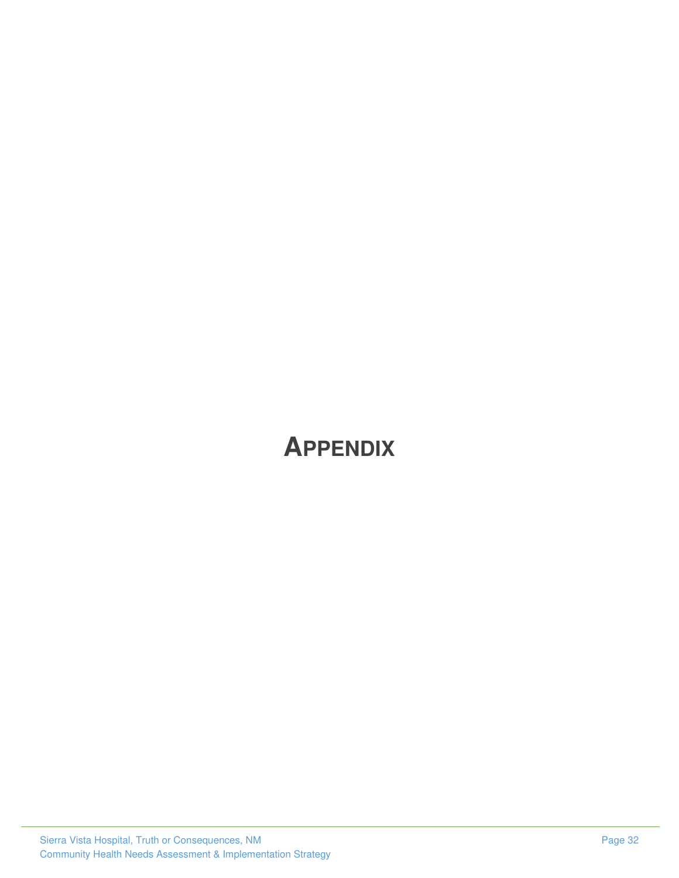# APPENDIX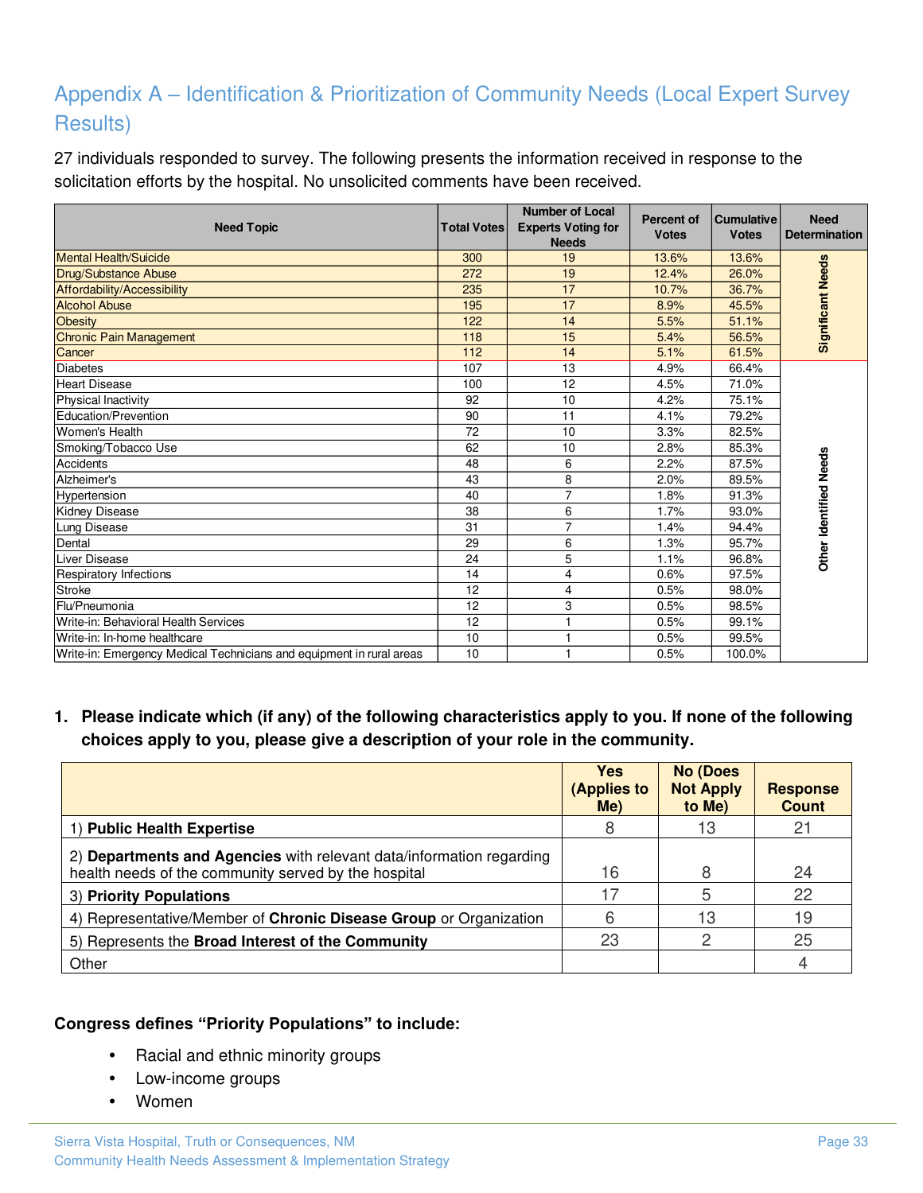## Appendix A – Identification & Prioritization of Community Needs (Local Expert Survey Results)

27 individuals responded to survey. The following presents the information received in response to the solicitation efforts by the hospital. No unsolicited comments have been received.

| Need Topic | Total Votes | Number of Local Experts Voting for Needs | Percent of Votes | Cumulative Votes | Need Determination |
|---|---|---|---|---|---|
| Mental Health/Suicide | 300 | 19 | 13.6% | 13.6% | Significant Needs |
| Drug/Substance Abuse | 272 | 19 | 12.4% | 26.0% | |
| Affordability/Accessibility | 235 | 17 | 10.7% | 36.7% | |
| Alcohol Abuse | 195 | 17 | 8.9% | 45.5% | |
| Obesity | 122 | 14 | 5.5% | 51.1% | |
| Chronic Pain Management | 118 | 15 | 5.4% | 56.5% | |
| Cancer | 112 | 14 | 5.1% | 61.5% | |
| Diabetes | 107 | 13 | 4.9% | 66.4% | Other Identified Needs |
| Heart Disease | 100 | 12 | 4.5% | 71.0% | |
| Physical Inactivity | 92 | 10 | 4.2% | 75.1% | |
| Education/Prevention | 90 | 11 | 4.1% | 79.2% | |
| Women's Health | 72 | 10 | 3.3% | 82.5% | |
| Smoking/Tobacco Use | 62 | 10 | 2.8% | 85.3% | |
| Accidents | 48 | 6 | 2.2% | 87.5% | |
| Alzheimer's | 43 | 8 | 2.0% | 89.5% | |
| Hypertension | 40 | 7 | 1.8% | 91.3% | |
| Kidney Disease | 38 | 6 | 1.7% | 93.0% | |
| Lung Disease | 31 | 7 | 1.4% | 94.4% | |
| Dental | 29 | 6 | 1.3% | 95.7% | |
| Liver Disease | 24 | 5 | 1.1% | 96.8% | |
| Respiratory Infections | 14 | 4 | 0.6% | 97.5% | |
| Stroke | 12 | 4 | 0.5% | 98.0% | |
| Flu/Pneumonia | 12 | 3 | 0.5% | 98.5% | |
| Write-in: Behavioral Health Services | 12 | 1 | 0.5% | 99.1% | |
| Write-in: In-home healthcare | 10 | 1 | 0.5% | 99.5% | |
| Write-in: Emergency Medical Technicians and equipment in rural areas | 10 | 1 | 0.5% | 100.0% | |

1. **Please indicate which (if any) of the following characteristics apply to you. If none of the following choices apply to you, please give a description of your role in the community.**

| | Yes (Applies to Me) | No (Does Not Apply to Me) | Response Count |
|---|---|---|---|
| 1) **Public Health Expertise** | 8 | 13 | 21 |
| 2) **Departments and Agencies** with relevant data/information regarding health needs of the community served by the hospital | 16 | 8 | 24 |
| 3) **Priority Populations** | 17 | 5 | 22 |
| 4) Representative/Member of **Chronic Disease Group** or Organization | 6 | 13 | 19 |
| 5) Represents the **Broad Interest of the Community** | 23 | 2 | 25 |
| Other | | | 4 |

**Congress defines "Priority Populations" to include:**

- Racial and ethnic minority groups
- Low-income groups
- Women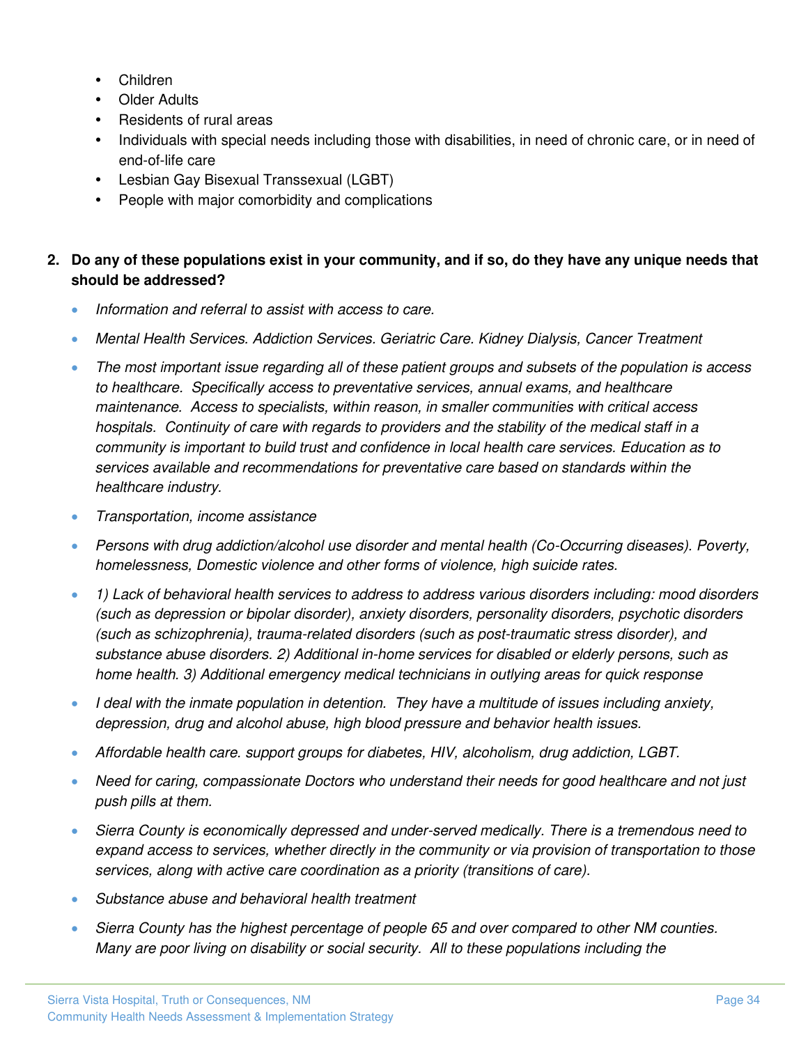- Children
- Older Adults
- Residents of rural areas
- Individuals with special needs including those with disabilities, in need of chronic care, or in need of end-of-life care
- Lesbian Gay Bisexual Transsexual (LGBT)
- People with major comorbidity and complications

**2. Do any of these populations exist in your community, and if so, do they have any unique needs that should be addressed?**

- *Information and referral to assist with access to care.*
- *Mental Health Services. Addiction Services. Geriatric Care. Kidney Dialysis, Cancer Treatment*
- *The most important issue regarding all of these patient groups and subsets of the population is access to healthcare. Specifically access to preventative services, annual exams, and healthcare maintenance. Access to specialists, within reason, in smaller communities with critical access hospitals. Continuity of care with regards to providers and the stability of the medical staff in a community is important to build trust and confidence in local health care services. Education as to services available and recommendations for preventative care based on standards within the healthcare industry.*
- *Transportation, income assistance*
- *Persons with drug addiction/alcohol use disorder and mental health (Co-Occurring diseases). Poverty, homelessness, Domestic violence and other forms of violence, high suicide rates.*
- *1) Lack of behavioral health services to address to address various disorders including: mood disorders (such as depression or bipolar disorder), anxiety disorders, personality disorders, psychotic disorders (such as schizophrenia), trauma-related disorders (such as post-traumatic stress disorder), and substance abuse disorders. 2) Additional in-home services for disabled or elderly persons, such as home health. 3) Additional emergency medical technicians in outlying areas for quick response*
- *I deal with the inmate population in detention. They have a multitude of issues including anxiety, depression, drug and alcohol abuse, high blood pressure and behavior health issues.*
- *Affordable health care. support groups for diabetes, HIV, alcoholism, drug addiction, LGBT.*
- *Need for caring, compassionate Doctors who understand their needs for good healthcare and not just push pills at them.*
- *Sierra County is economically depressed and under-served medically. There is a tremendous need to expand access to services, whether directly in the community or via provision of transportation to those services, along with active care coordination as a priority (transitions of care).*
- *Substance abuse and behavioral health treatment*
- *Sierra County has the highest percentage of people 65 and over compared to other NM counties. Many are poor living on disability or social security. All to these populations including the*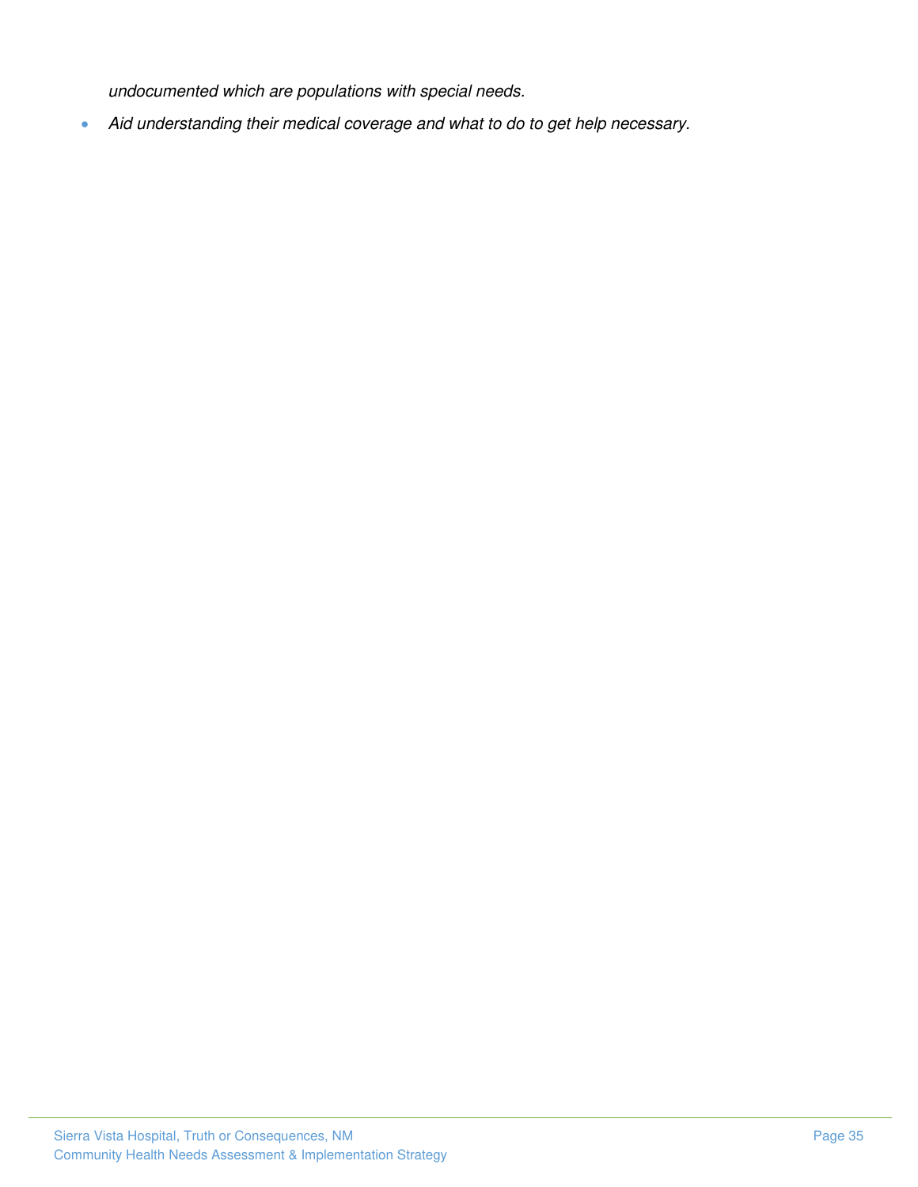*undocumented which are populations with special needs.*

- *Aid understanding their medical coverage and what to do to get help necessary.*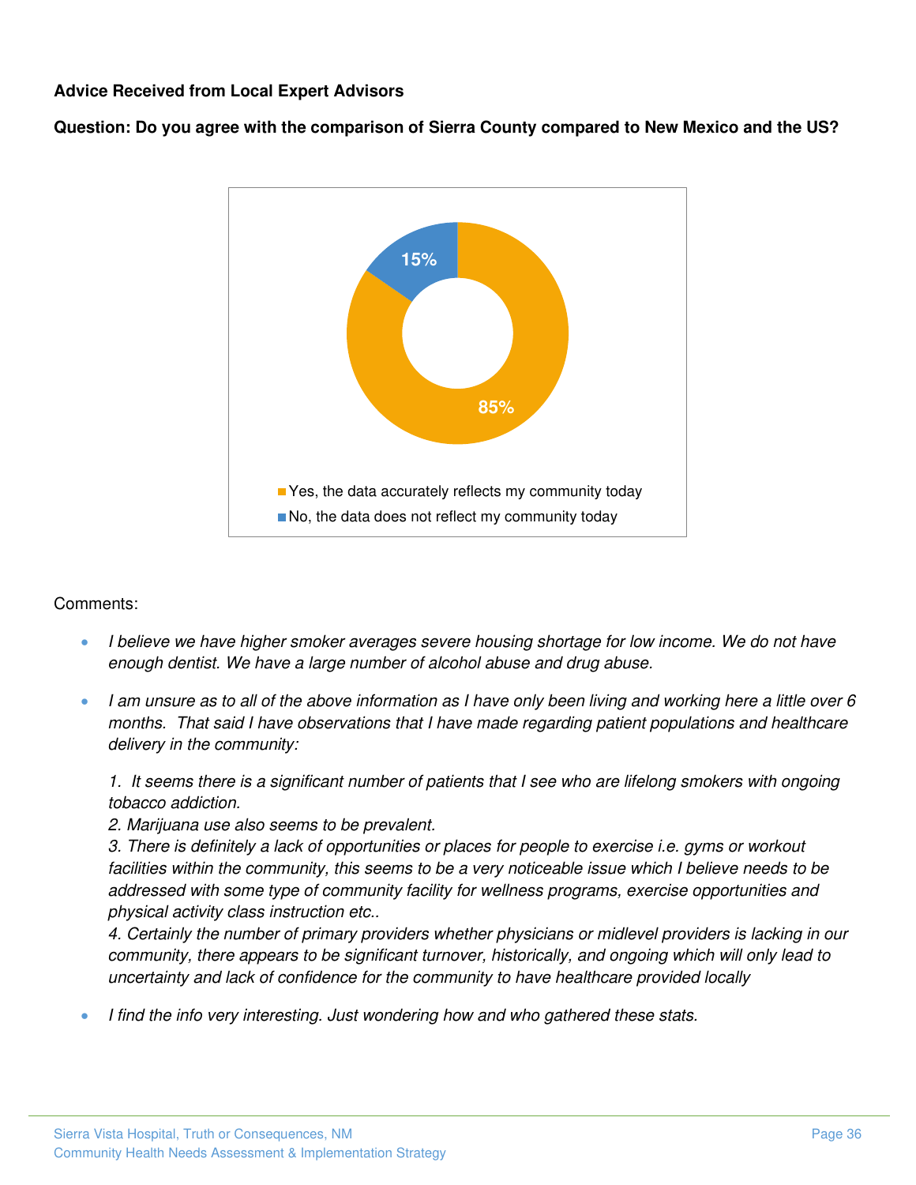**Advice Received from Local Expert Advisors**

**Question: Do you agree with the comparison of Sierra County compared to New Mexico and the US?**

| Response | Percent |
| --- | --- |
| Yes, the data accurately reflects my community today | 85% |
| No, the data does not reflect my community today | 15% |

Comments:

- *I believe we have higher smoker averages severe housing shortage for low income. We do not have enough dentist. We have a large number of alcohol abuse and drug abuse.*
- *I am unsure as to all of the above information as I have only been living and working here a little over 6 months. That said I have observations that I have made regarding patient populations and healthcare delivery in the community:*

  *1. It seems there is a significant number of patients that I see who are lifelong smokers with ongoing tobacco addiction.*
  *2. Marijuana use also seems to be prevalent.*
  *3. There is definitely a lack of opportunities or places for people to exercise i.e. gyms or workout facilities within the community, this seems to be a very noticeable issue which I believe needs to be addressed with some type of community facility for wellness programs, exercise opportunities and physical activity class instruction etc..*
  *4. Certainly the number of primary providers whether physicians or midlevel providers is lacking in our community, there appears to be significant turnover, historically, and ongoing which will only lead to uncertainty and lack of confidence for the community to have healthcare provided locally*

- *I find the info very interesting. Just wondering how and who gathered these stats.*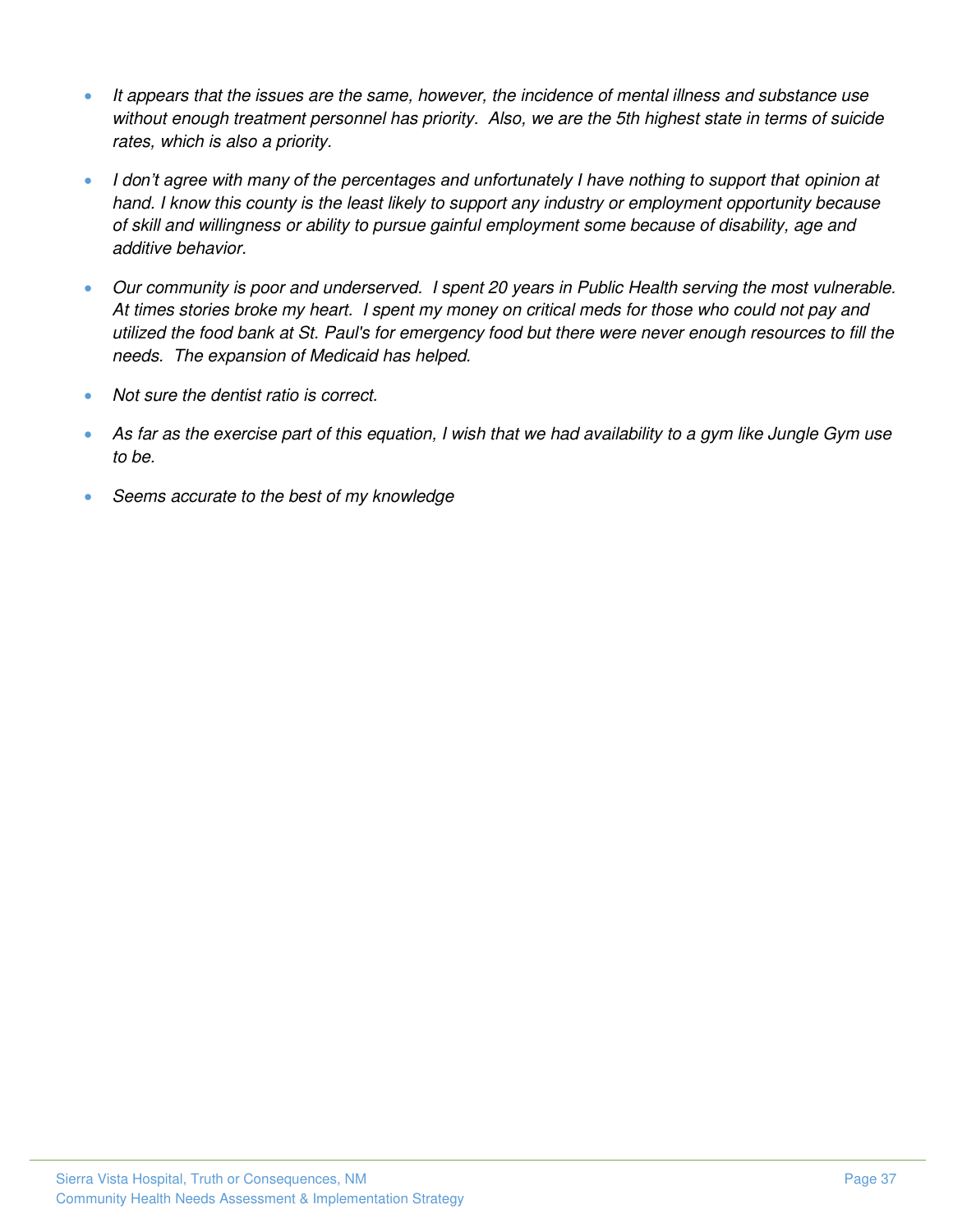- *It appears that the issues are the same, however, the incidence of mental illness and substance use without enough treatment personnel has priority. Also, we are the 5th highest state in terms of suicide rates, which is also a priority.*

- *I don't agree with many of the percentages and unfortunately I have nothing to support that opinion at hand. I know this county is the least likely to support any industry or employment opportunity because of skill and willingness or ability to pursue gainful employment some because of disability, age and additive behavior.*

- *Our community is poor and underserved. I spent 20 years in Public Health serving the most vulnerable. At times stories broke my heart. I spent my money on critical meds for those who could not pay and utilized the food bank at St. Paul's for emergency food but there were never enough resources to fill the needs. The expansion of Medicaid has helped.*

- *Not sure the dentist ratio is correct.*

- *As far as the exercise part of this equation, I wish that we had availability to a gym like Jungle Gym use to be.*

- *Seems accurate to the best of my knowledge*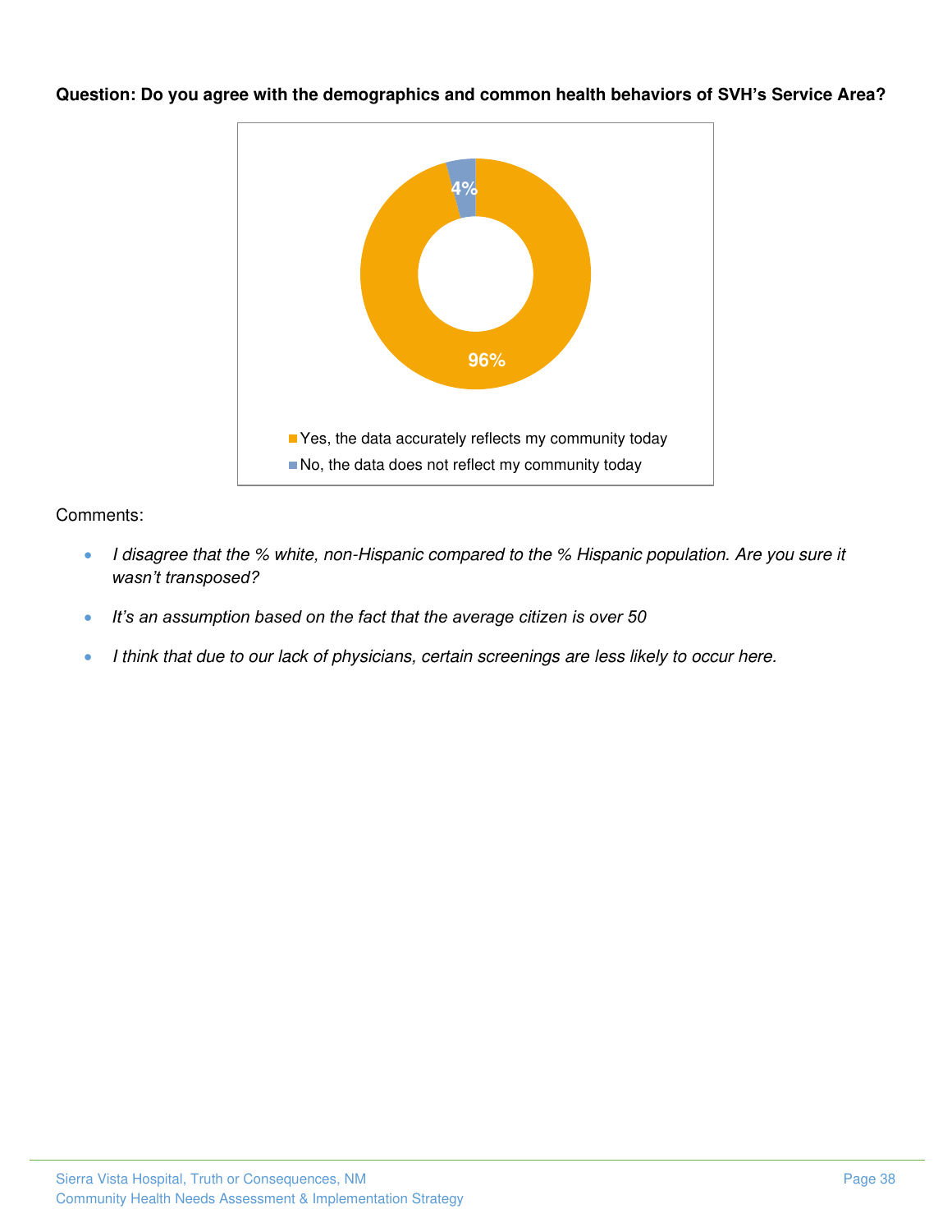**Question: Do you agree with the demographics and common health behaviors of SVH's Service Area?**

| Response | Percent |
| --- | --- |
| Yes, the data accurately reflects my community today | 96% |
| No, the data does not reflect my community today | 4% |

Comments:

- *I disagree that the % white, non-Hispanic compared to the % Hispanic population. Are you sure it wasn't transposed?*
- *It's an assumption based on the fact that the average citizen is over 50*
- *I think that due to our lack of physicians, certain screenings are less likely to occur here.*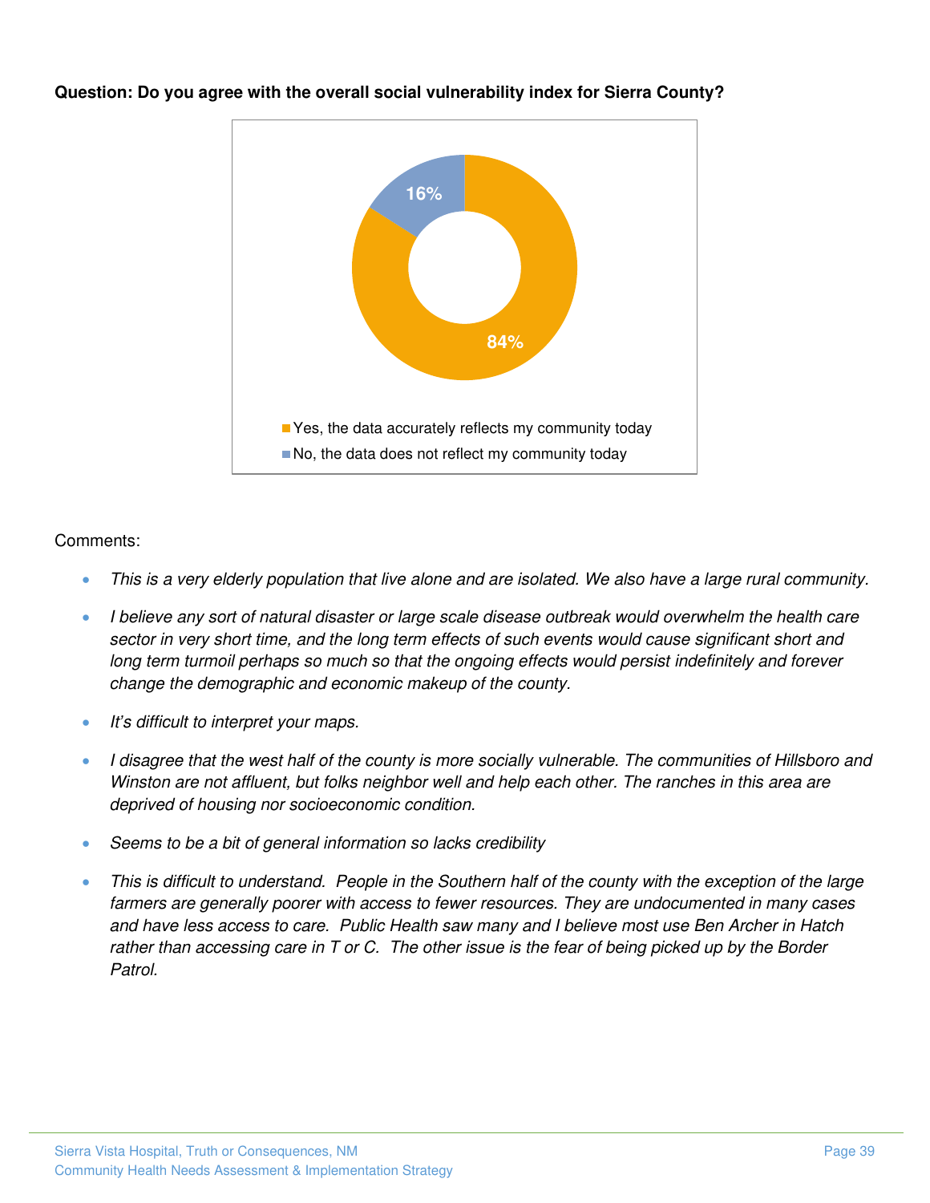**Question: Do you agree with the overall social vulnerability index for Sierra County?**

| Response | Percent |
|---|---|
| Yes, the data accurately reflects my community today | 84% |
| No, the data does not reflect my community today | 16% |

Comments:

- *This is a very elderly population that live alone and are isolated. We also have a large rural community.*
- *I believe any sort of natural disaster or large scale disease outbreak would overwhelm the health care sector in very short time, and the long term effects of such events would cause significant short and long term turmoil perhaps so much so that the ongoing effects would persist indefinitely and forever change the demographic and economic makeup of the county.*
- *It's difficult to interpret your maps.*
- *I disagree that the west half of the county is more socially vulnerable. The communities of Hillsboro and Winston are not affluent, but folks neighbor well and help each other. The ranches in this area are deprived of housing nor socioeconomic condition.*
- *Seems to be a bit of general information so lacks credibility*
- *This is difficult to understand. People in the Southern half of the county with the exception of the large farmers are generally poorer with access to fewer resources. They are undocumented in many cases and have less access to care. Public Health saw many and I believe most use Ben Archer in Hatch rather than accessing care in T or C. The other issue is the fear of being picked up by the Border Patrol.*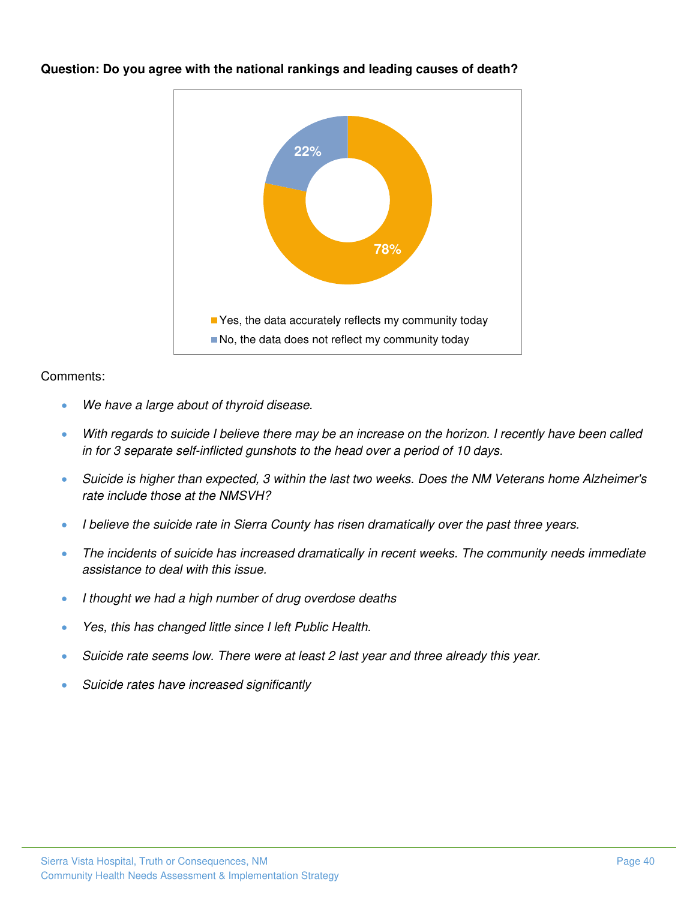**Question: Do you agree with the national rankings and leading causes of death?**

22%

78%

- Yes, the data accurately reflects my community today
- No, the data does not reflect my community today

Comments:

- *We have a large about of thyroid disease.*
- *With regards to suicide I believe there may be an increase on the horizon. I recently have been called in for 3 separate self-inflicted gunshots to the head over a period of 10 days.*
- *Suicide is higher than expected, 3 within the last two weeks. Does the NM Veterans home Alzheimer's rate include those at the NMSVH?*
- *I believe the suicide rate in Sierra County has risen dramatically over the past three years.*
- *The incidents of suicide has increased dramatically in recent weeks. The community needs immediate assistance to deal with this issue.*
- *I thought we had a high number of drug overdose deaths*
- *Yes, this has changed little since I left Public Health.*
- *Suicide rate seems low. There were at least 2 last year and three already this year.*
- *Suicide rates have increased significantly*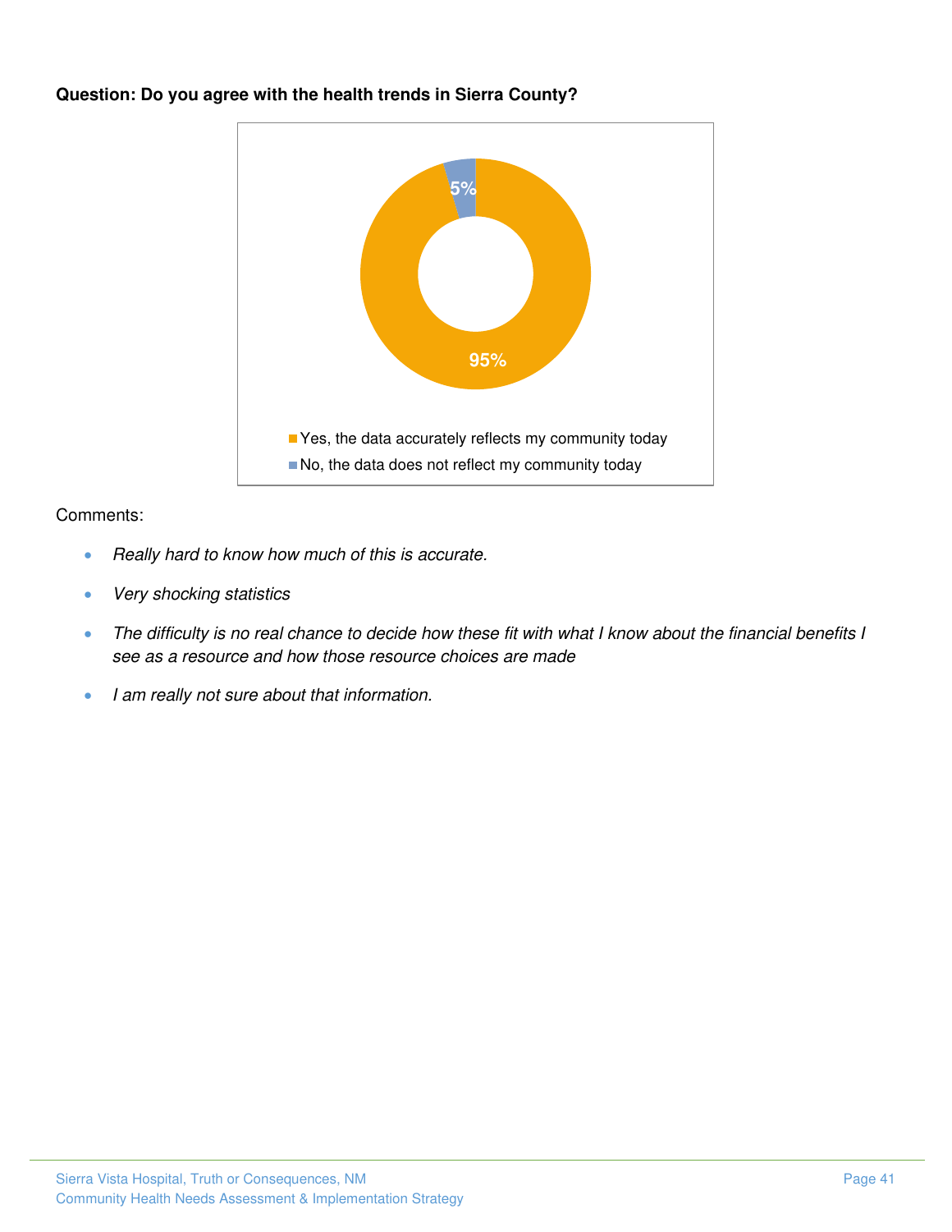**Question: Do you agree with the health trends in Sierra County?**

| Response | Percentage |
| --- | --- |
| Yes, the data accurately reflects my community today | 95% |
| No, the data does not reflect my community today | 5% |

Comments:

- *Really hard to know how much of this is accurate.*
- *Very shocking statistics*
- *The difficulty is no real chance to decide how these fit with what I know about the financial benefits I see as a resource and how those resource choices are made*
- *I am really not sure about that information.*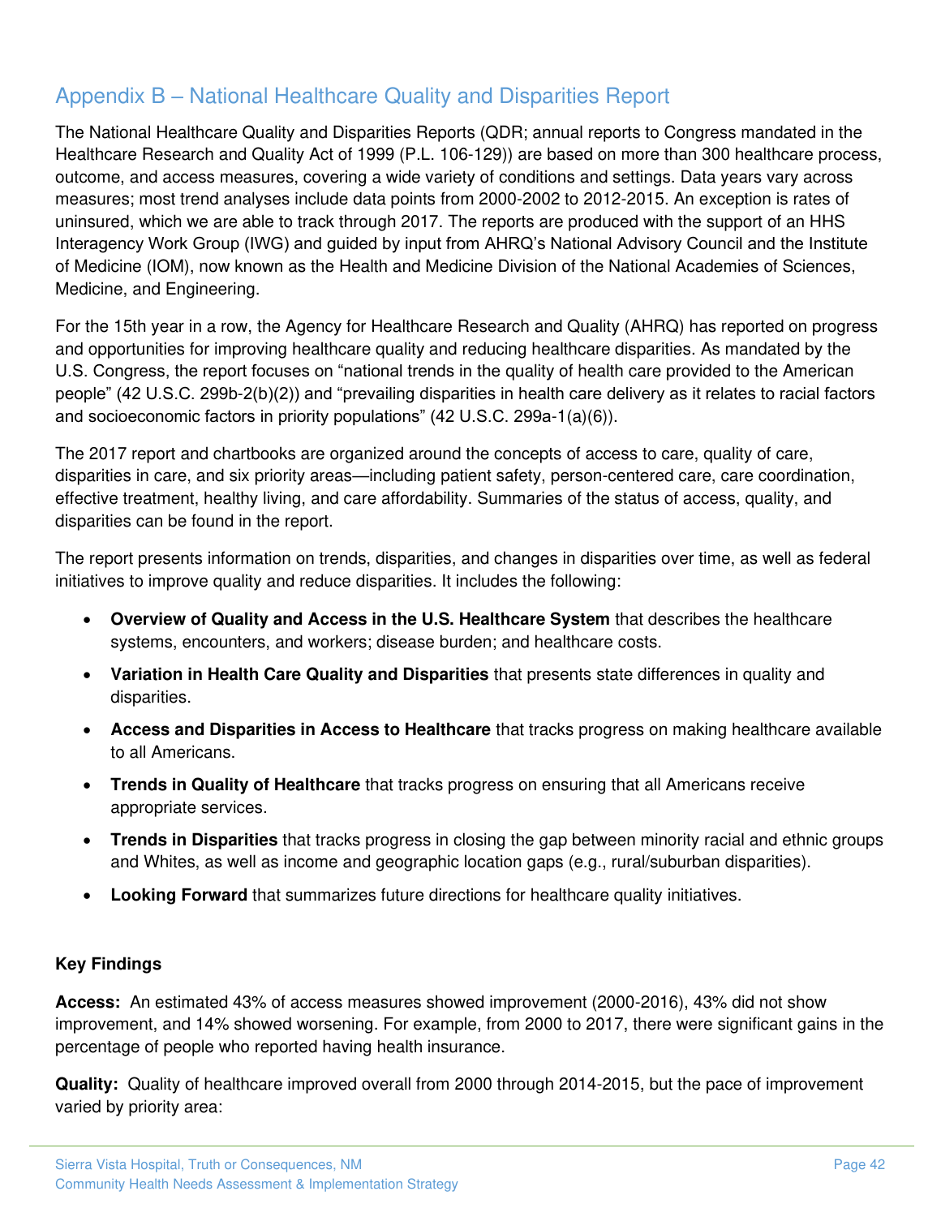## Appendix B – National Healthcare Quality and Disparities Report

The National Healthcare Quality and Disparities Reports (QDR; annual reports to Congress mandated in the Healthcare Research and Quality Act of 1999 (P.L. 106-129)) are based on more than 300 healthcare process, outcome, and access measures, covering a wide variety of conditions and settings. Data years vary across measures; most trend analyses include data points from 2000-2002 to 2012-2015. An exception is rates of uninsured, which we are able to track through 2017. The reports are produced with the support of an HHS Interagency Work Group (IWG) and guided by input from AHRQ's National Advisory Council and the Institute of Medicine (IOM), now known as the Health and Medicine Division of the National Academies of Sciences, Medicine, and Engineering.

For the 15th year in a row, the Agency for Healthcare Research and Quality (AHRQ) has reported on progress and opportunities for improving healthcare quality and reducing healthcare disparities. As mandated by the U.S. Congress, the report focuses on "national trends in the quality of health care provided to the American people" (42 U.S.C. 299b-2(b)(2)) and "prevailing disparities in health care delivery as it relates to racial factors and socioeconomic factors in priority populations" (42 U.S.C. 299a-1(a)(6)).

The 2017 report and chartbooks are organized around the concepts of access to care, quality of care, disparities in care, and six priority areas—including patient safety, person-centered care, care coordination, effective treatment, healthy living, and care affordability. Summaries of the status of access, quality, and disparities can be found in the report.

The report presents information on trends, disparities, and changes in disparities over time, as well as federal initiatives to improve quality and reduce disparities. It includes the following:

- **Overview of Quality and Access in the U.S. Healthcare System** that describes the healthcare systems, encounters, and workers; disease burden; and healthcare costs.
- **Variation in Health Care Quality and Disparities** that presents state differences in quality and disparities.
- **Access and Disparities in Access to Healthcare** that tracks progress on making healthcare available to all Americans.
- **Trends in Quality of Healthcare** that tracks progress on ensuring that all Americans receive appropriate services.
- **Trends in Disparities** that tracks progress in closing the gap between minority racial and ethnic groups and Whites, as well as income and geographic location gaps (e.g., rural/suburban disparities).
- **Looking Forward** that summarizes future directions for healthcare quality initiatives.

### Key Findings

**Access:** An estimated 43% of access measures showed improvement (2000-2016), 43% did not show improvement, and 14% showed worsening. For example, from 2000 to 2017, there were significant gains in the percentage of people who reported having health insurance.

**Quality:** Quality of healthcare improved overall from 2000 through 2014-2015, but the pace of improvement varied by priority area: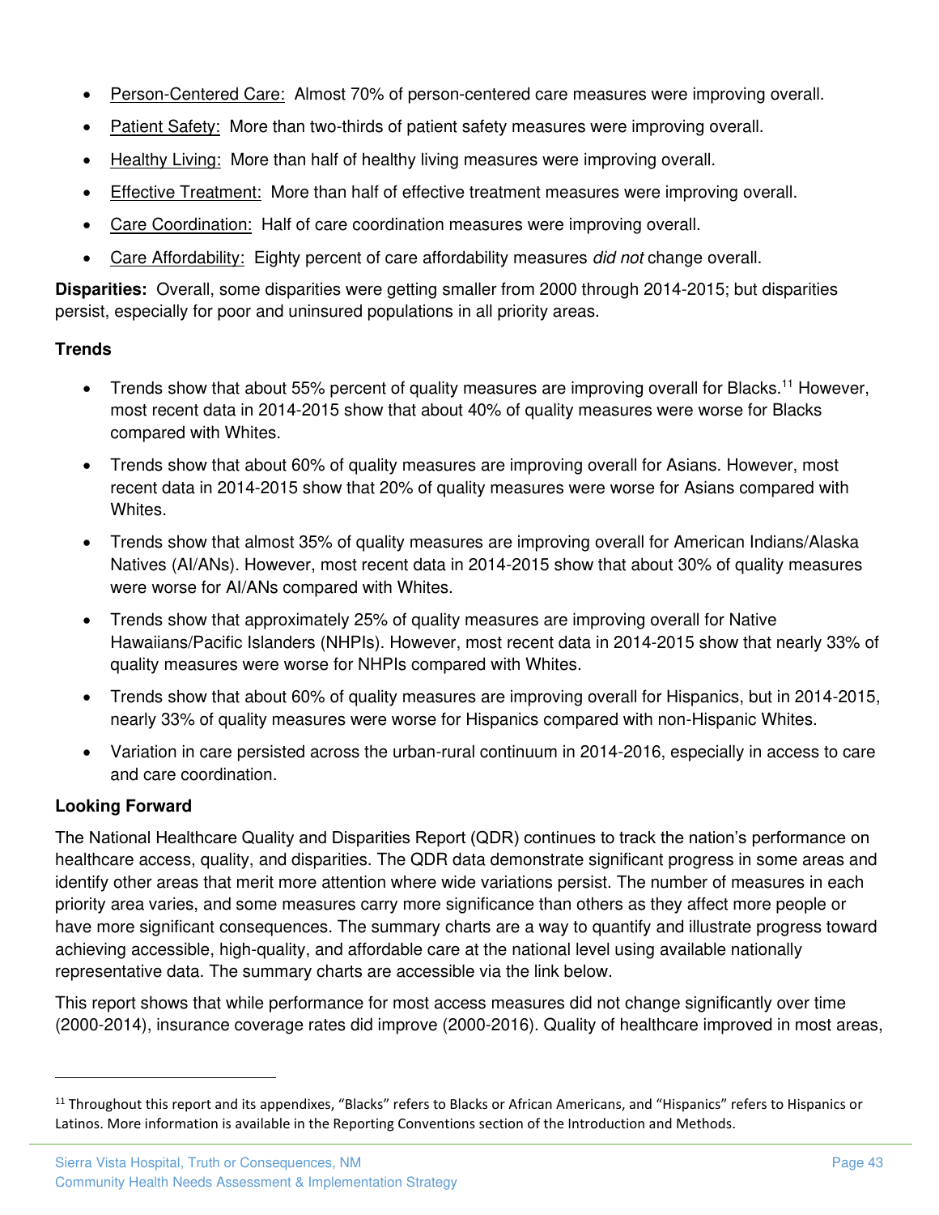- Person-Centered Care: Almost 70% of person-centered care measures were improving overall.
- Patient Safety: More than two-thirds of patient safety measures were improving overall.
- Healthy Living: More than half of healthy living measures were improving overall.
- Effective Treatment: More than half of effective treatment measures were improving overall.
- Care Coordination: Half of care coordination measures were improving overall.
- Care Affordability: Eighty percent of care affordability measures *did not* change overall.

**Disparities:** Overall, some disparities were getting smaller from 2000 through 2014-2015; but disparities persist, especially for poor and uninsured populations in all priority areas.

**Trends**

- Trends show that about 55% percent of quality measures are improving overall for Blacks.[11] However, most recent data in 2014-2015 show that about 40% of quality measures were worse for Blacks compared with Whites.
- Trends show that about 60% of quality measures are improving overall for Asians. However, most recent data in 2014-2015 show that 20% of quality measures were worse for Asians compared with Whites.
- Trends show that almost 35% of quality measures are improving overall for American Indians/Alaska Natives (AI/ANs). However, most recent data in 2014-2015 show that about 30% of quality measures were worse for AI/ANs compared with Whites.
- Trends show that approximately 25% of quality measures are improving overall for Native Hawaiians/Pacific Islanders (NHPIs). However, most recent data in 2014-2015 show that nearly 33% of quality measures were worse for NHPIs compared with Whites.
- Trends show that about 60% of quality measures are improving overall for Hispanics, but in 2014-2015, nearly 33% of quality measures were worse for Hispanics compared with non-Hispanic Whites.
- Variation in care persisted across the urban-rural continuum in 2014-2016, especially in access to care and care coordination.

**Looking Forward**

The National Healthcare Quality and Disparities Report (QDR) continues to track the nation's performance on healthcare access, quality, and disparities. The QDR data demonstrate significant progress in some areas and identify other areas that merit more attention where wide variations persist. The number of measures in each priority area varies, and some measures carry more significance than others as they affect more people or have more significant consequences. The summary charts are a way to quantify and illustrate progress toward achieving accessible, high-quality, and affordable care at the national level using available nationally representative data. The summary charts are accessible via the link below.

This report shows that while performance for most access measures did not change significantly over time (2000-2014), insurance coverage rates did improve (2000-2016). Quality of healthcare improved in most areas,

[11] Throughout this report and its appendixes, "Blacks" refers to Blacks or African Americans, and "Hispanics" refers to Hispanics or Latinos. More information is available in the Reporting Conventions section of the Introduction and Methods.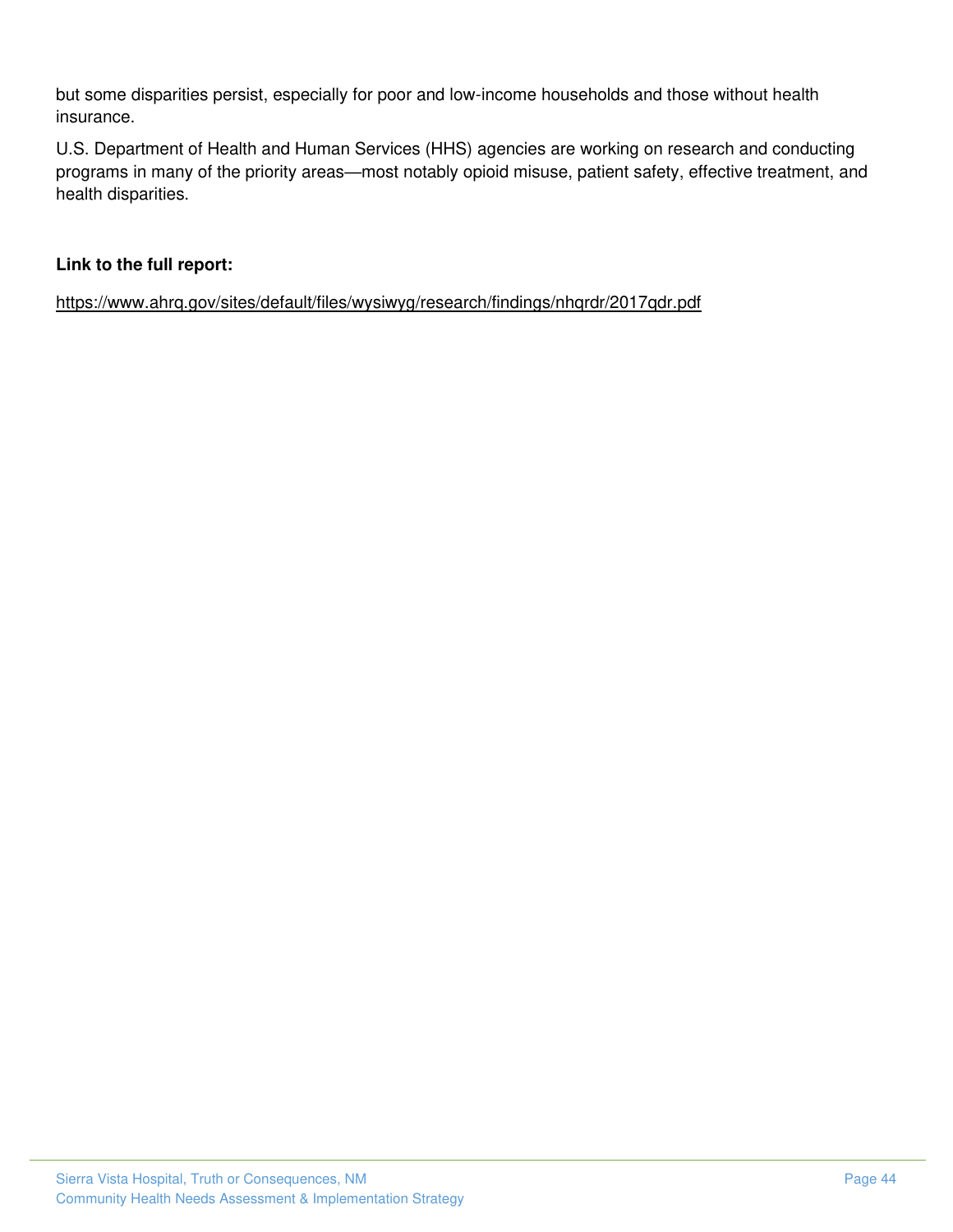but some disparities persist, especially for poor and low-income households and those without health insurance.

U.S. Department of Health and Human Services (HHS) agencies are working on research and conducting programs in many of the priority areas—most notably opioid misuse, patient safety, effective treatment, and health disparities.

**Link to the full report:**

https://www.ahrq.gov/sites/default/files/wysiwyg/research/findings/nhqrdr/2017qdr.pdf